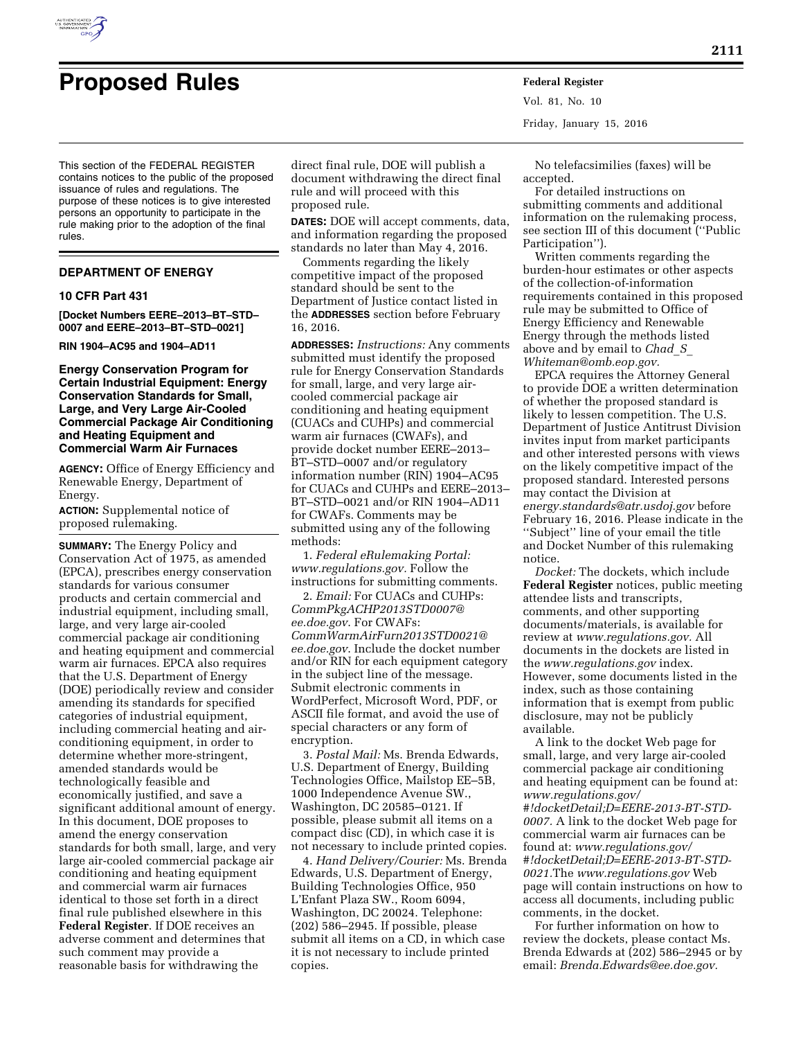# Proposed Rules

This section of the FEDERAL REGISTER contains notices to the public of the proposed issuance of rules and regulations. The purpose of these notices is to give interested persons an opportunity to participate in the rule making prior to the adoption of the final rules.

## DEPARTMENT OF ENERGY

### 10 CFR Part 431

**[Docket Numbers EERE–2013–BT–STD–0007 and EERE–2013–BT–STD–0021]**

**RIN 1904–AC95 and 1904–AD11**

### Energy Conservation Program for Certain Industrial Equipment: Energy Conservation Standards for Small, Large, and Very Large Air-Cooled Commercial Package Air Conditioning and Heating Equipment and Commercial Warm Air Furnaces

**AGENCY:** Office of Energy Efficiency and Renewable Energy, Department of Energy.

**ACTION:** Supplemental notice of proposed rulemaking.

**SUMMARY:** The Energy Policy and Conservation Act of 1975, as amended (EPCA), prescribes energy conservation standards for various consumer products and certain commercial and industrial equipment, including small, large, and very large air-cooled commercial package air conditioning and heating equipment and commercial warm air furnaces. EPCA also requires that the U.S. Department of Energy (DOE) periodically review and consider amending its standards for specified categories of industrial equipment, including commercial heating and air-conditioning equipment, in order to determine whether more-stringent, amended standards would be technologically feasible and economically justified, and save a significant additional amount of energy. In this document, DOE proposes to amend the energy conservation standards for both small, large, and very large air-cooled commercial package air conditioning and heating equipment and commercial warm air furnaces identical to those set forth in a direct final rule published elsewhere in this **Federal Register**. If DOE receives an adverse comment and determines that such comment may provide a reasonable basis for withdrawing the direct final rule, DOE will publish a document withdrawing the direct final rule and will proceed with this proposed rule.

**DATES:** DOE will accept comments, data, and information regarding the proposed standards no later than May 4, 2016.

Comments regarding the likely competitive impact of the proposed standard should be sent to the Department of Justice contact listed in the **ADDRESSES** section before February 16, 2016.

**ADDRESSES:** *Instructions:* Any comments submitted must identify the proposed rule for Energy Conservation Standards for small, large, and very large air-cooled commercial package air conditioning and heating equipment (CUACs and CUHPs) and commercial warm air furnaces (CWAFs), and provide docket number EERE–2013–BT–STD–0007 and/or regulatory information number (RIN) 1904–AC95 for CUACs and CUHPs and EERE–2013–BT–STD–0021 and/or RIN 1904–AD11 for CWAFs. Comments may be submitted using any of the following methods:

1. *Federal eRulemaking Portal: www.regulations.gov.* Follow the instructions for submitting comments.

2. *Email:* For CUACs and CUHPs: *CommPkgACHP2013STD0007@ee.doe.gov.* For CWAFs: *CommWarmAirFurn2013STD0021@ee.doe.gov.* Include the docket number and/or RIN for each equipment category in the subject line of the message. Submit electronic comments in WordPerfect, Microsoft Word, PDF, or ASCII file format, and avoid the use of special characters or any form of encryption.

3. *Postal Mail:* Ms. Brenda Edwards, U.S. Department of Energy, Building Technologies Office, Mailstop EE–5B, 1000 Independence Avenue SW., Washington, DC 20585–0121. If possible, please submit all items on a compact disc (CD), in which case it is not necessary to include printed copies.

4. *Hand Delivery/Courier:* Ms. Brenda Edwards, U.S. Department of Energy, Building Technologies Office, 950 L'Enfant Plaza SW., Room 6094, Washington, DC 20024. Telephone: (202) 586–2945. If possible, please submit all items on a CD, in which case it is not necessary to include printed copies.

No telefacsimilies (faxes) will be accepted.

For detailed instructions on submitting comments and additional information on the rulemaking process, see section III of this document (''Public Participation'').

Written comments regarding the burden-hour estimates or other aspects of the collection-of-information requirements contained in this proposed rule may be submitted to Office of Energy Efficiency and Renewable Energy through the methods listed above and by email to *Chad_S_Whiteman@omb.eop.gov.*

EPCA requires the Attorney General to provide DOE a written determination of whether the proposed standard is likely to lessen competition. The U.S. Department of Justice Antitrust Division invites input from market participants and other interested persons with views on the likely competitive impact of the proposed standard. Interested persons may contact the Division at *energy.standards@atr.usdoj.gov* before February 16, 2016. Please indicate in the ''Subject'' line of your email the title and Docket Number of this rulemaking notice.

*Docket:* The dockets, which include **Federal Register** notices, public meeting attendee lists and transcripts, comments, and other supporting documents/materials, is available for review at *www.regulations.gov.* All documents in the dockets are listed in the *www.regulations.gov* index. However, some documents listed in the index, such as those containing information that is exempt from public disclosure, may not be publicly available.

A link to the docket Web page for small, large, and very large air-cooled commercial package air conditioning and heating equipment can be found at: *www.regulations.gov/#!docketDetail;D=EERE-2013-BT-STD-0007*. A link to the docket Web page for commercial warm air furnaces can be found at: *www.regulations.gov/#!docketDetail;D=EERE-2013-BT-STD-0021.*The *www.regulations.gov* Web page will contain instructions on how to access all documents, including public comments, in the docket.

For further information on how to review the dockets, please contact Ms. Brenda Edwards at (202) 586–2945 or by email: *Brenda.Edwards@ee.doe.gov.*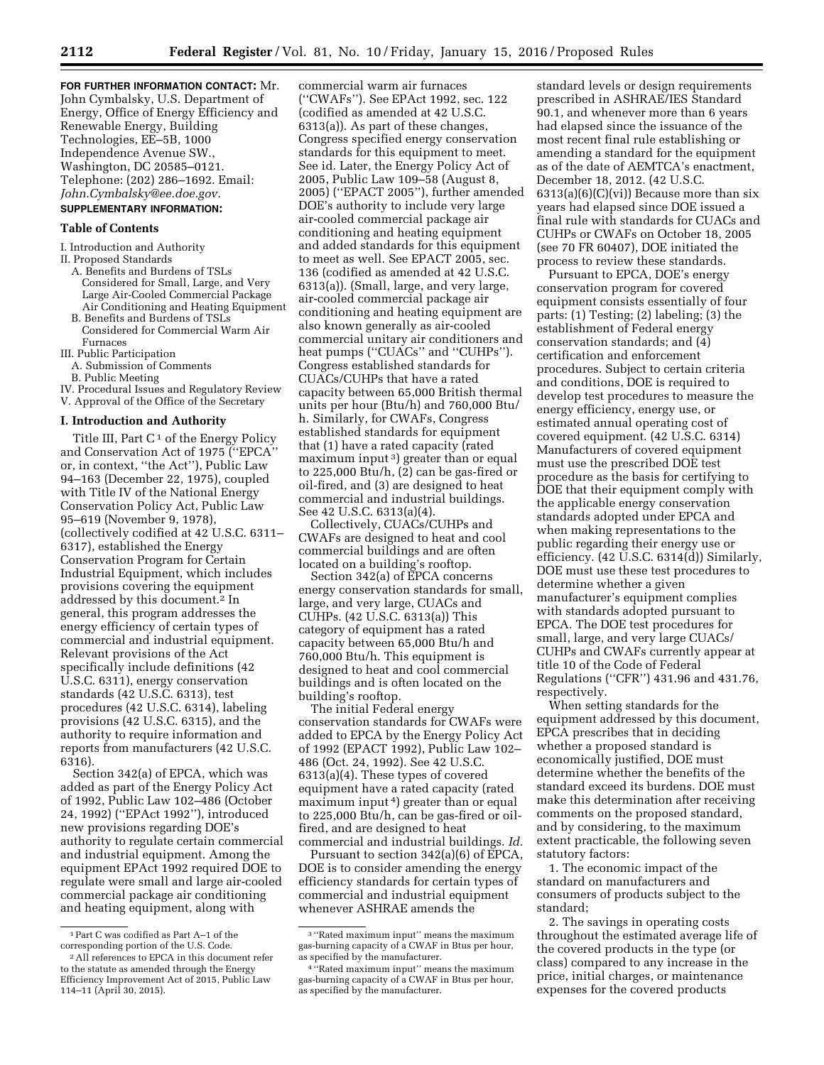**FOR FURTHER INFORMATION CONTACT:** Mr. John Cymbalsky, U.S. Department of Energy, Office of Energy Efficiency and Renewable Energy, Building Technologies, EE–5B, 1000 Independence Avenue SW., Washington, DC 20585–0121. Telephone: (202) 286–1692. Email: *John.Cymbalsky@ee.doe.gov.*

**SUPPLEMENTARY INFORMATION:**

**Table of Contents**

I. Introduction and Authority
II. Proposed Standards
  A. Benefits and Burdens of TSLs Considered for Small, Large, and Very Large Air-Cooled Commercial Package Air Conditioning and Heating Equipment
  B. Benefits and Burdens of TSLs Considered for Commercial Warm Air Furnaces
III. Public Participation
  A. Submission of Comments
  B. Public Meeting
IV. Procedural Issues and Regulatory Review
V. Approval of the Office of the Secretary

## I. Introduction and Authority

Title III, Part C [1] of the Energy Policy and Conservation Act of 1975 (''EPCA'' or, in context, ''the Act''), Public Law 94–163 (December 22, 1975), coupled with Title IV of the National Energy Conservation Policy Act, Public Law 95–619 (November 9, 1978), (collectively codified at 42 U.S.C. 6311–6317), established the Energy Conservation Program for Certain Industrial Equipment, which includes provisions covering the equipment addressed by this document.[2] In general, this program addresses the energy efficiency of certain types of commercial and industrial equipment. Relevant provisions of the Act specifically include definitions (42 U.S.C. 6311), energy conservation standards (42 U.S.C. 6313), test procedures (42 U.S.C. 6314), labeling provisions (42 U.S.C. 6315), and the authority to require information and reports from manufacturers (42 U.S.C. 6316).

Section 342(a) of EPCA, which was added as part of the Energy Policy Act of 1992, Public Law 102–486 (October 24, 1992) (''EPAct 1992''), introduced new provisions regarding DOE's authority to regulate certain commercial and industrial equipment. Among the equipment EPAct 1992 required DOE to regulate were small and large air-cooled commercial package air conditioning and heating equipment, along with commercial warm air furnaces (''CWAFs''). See EPAct 1992, sec. 122 (codified as amended at 42 U.S.C. 6313(a)). As part of these changes, Congress specified energy conservation standards for this equipment to meet. See id. Later, the Energy Policy Act of 2005, Public Law 109–58 (August 8, 2005) (''EPACT 2005''), further amended DOE's authority to include very large air-cooled commercial package air conditioning and heating equipment and added standards for this equipment to meet as well. See EPACT 2005, sec. 136 (codified as amended at 42 U.S.C. 6313(a)). (Small, large, and very large, air-cooled commercial package air conditioning and heating equipment are also known generally as air-cooled commercial unitary air conditioners and heat pumps (''CUACs'' and ''CUHPs''). Congress established standards for CUACs/CUHPs that have a rated capacity between 65,000 British thermal units per hour (Btu/h) and 760,000 Btu/h. Similarly, for CWAFs, Congress established standards for equipment that (1) have a rated capacity (rated maximum input [3]) greater than or equal to 225,000 Btu/h, (2) can be gas-fired or oil-fired, and (3) are designed to heat commercial and industrial buildings. See 42 U.S.C. 6313(a)(4).

Collectively, CUACs/CUHPs and CWAFs are designed to heat and cool commercial buildings and are often located on a building's rooftop.

Section 342(a) of EPCA concerns energy conservation standards for small, large, and very large, CUACs and CUHPs. (42 U.S.C. 6313(a)) This category of equipment has a rated capacity between 65,000 Btu/h and 760,000 Btu/h. This equipment is designed to heat and cool commercial buildings and is often located on the building's rooftop.

The initial Federal energy conservation standards for CWAFs were added to EPCA by the Energy Policy Act of 1992 (EPACT 1992), Public Law 102–486 (Oct. 24, 1992). See 42 U.S.C. 6313(a)(4). These types of covered equipment have a rated capacity (rated maximum input [4]) greater than or equal to 225,000 Btu/h, can be gas-fired or oil-fired, and are designed to heat commercial and industrial buildings. *Id.*

Pursuant to section 342(a)(6) of EPCA, DOE is to consider amending the energy efficiency standards for certain types of commercial and industrial equipment whenever ASHRAE amends the standard levels or design requirements prescribed in ASHRAE/IES Standard 90.1, and whenever more than 6 years had elapsed since the issuance of the most recent final rule establishing or amending a standard for the equipment as of the date of AEMTCA's enactment, December 18, 2012. (42 U.S.C. 6313(a)(6)(C)(vi)) Because more than six years had elapsed since DOE issued a final rule with standards for CUACs and CUHPs or CWAFs on October 18, 2005 (see 70 FR 60407), DOE initiated the process to review these standards.

Pursuant to EPCA, DOE's energy conservation program for covered equipment consists essentially of four parts: (1) Testing; (2) labeling; (3) the establishment of Federal energy conservation standards; and (4) certification and enforcement procedures. Subject to certain criteria and conditions, DOE is required to develop test procedures to measure the energy efficiency, energy use, or estimated annual operating cost of covered equipment. (42 U.S.C. 6314) Manufacturers of covered equipment must use the prescribed DOE test procedure as the basis for certifying to DOE that their equipment comply with the applicable energy conservation standards adopted under EPCA and when making representations to the public regarding their energy use or efficiency. (42 U.S.C. 6314(d)) Similarly, DOE must use these test procedures to determine whether a given manufacturer's equipment complies with standards adopted pursuant to EPCA. The DOE test procedures for small, large, and very large CUACs/CUHPs and CWAFs currently appear at title 10 of the Code of Federal Regulations (''CFR'') 431.96 and 431.76, respectively.

When setting standards for the equipment addressed by this document, EPCA prescribes that in deciding whether a proposed standard is economically justified, DOE must determine whether the benefits of the standard exceed its burdens. DOE must make this determination after receiving comments on the proposed standard, and by considering, to the maximum extent practicable, the following seven statutory factors:

1. The economic impact of the standard on manufacturers and consumers of products subject to the standard;

2. The savings in operating costs throughout the estimated average life of the covered products in the type (or class) compared to any increase in the price, initial charges, or maintenance expenses for the covered products

---

[1] Part C was codified as Part A–1 of the corresponding portion of the U.S. Code.

[2] All references to EPCA in this document refer to the statute as amended through the Energy Efficiency Improvement Act of 2015, Public Law 114–11 (April 30, 2015).

[3] ''Rated maximum input'' means the maximum gas-burning capacity of a CWAF in Btus per hour, as specified by the manufacturer.

[4] ''Rated maximum input'' means the maximum gas-burning capacity of a CWAF in Btus per hour, as specified by the manufacturer.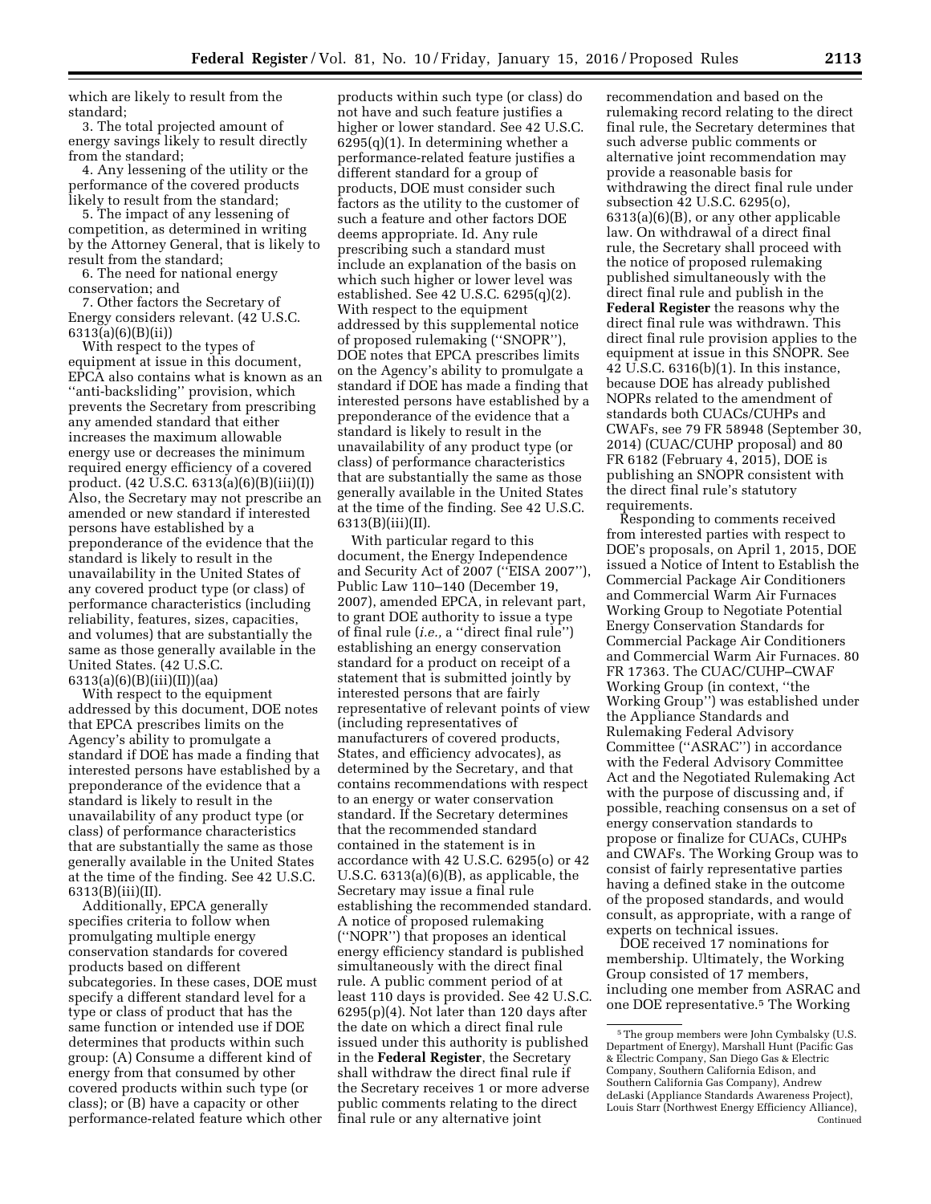which are likely to result from the standard;

3. The total projected amount of energy savings likely to result directly from the standard;

4. Any lessening of the utility or the performance of the covered products likely to result from the standard;

5. The impact of any lessening of competition, as determined in writing by the Attorney General, that is likely to result from the standard;

6. The need for national energy conservation; and

7. Other factors the Secretary of Energy considers relevant. (42 U.S.C. 6313(a)(6)(B)(ii))

With respect to the types of equipment at issue in this document, EPCA also contains what is known as an ''anti-backsliding'' provision, which prevents the Secretary from prescribing any amended standard that either increases the maximum allowable energy use or decreases the minimum required energy efficiency of a covered product. (42 U.S.C. 6313(a)(6)(B)(iii)(I)) Also, the Secretary may not prescribe an amended or new standard if interested persons have established by a preponderance of the evidence that the standard is likely to result in the unavailability in the United States of any covered product type (or class) of performance characteristics (including reliability, features, sizes, capacities, and volumes) that are substantially the same as those generally available in the United States. (42 U.S.C. 6313(a)(6)(B)(iii)(II))(aa)

With respect to the equipment addressed by this document, DOE notes that EPCA prescribes limits on the Agency's ability to promulgate a standard if DOE has made a finding that interested persons have established by a preponderance of the evidence that a standard is likely to result in the unavailability of any product type (or class) of performance characteristics that are substantially the same as those generally available in the United States at the time of the finding. See 42 U.S.C. 6313(B)(iii)(II).

Additionally, EPCA generally specifies criteria to follow when promulgating multiple energy conservation standards for covered products based on different subcategories. In these cases, DOE must specify a different standard level for a type or class of product that has the same function or intended use if DOE determines that products within such group: (A) Consume a different kind of energy from that consumed by other covered products within such type (or class); or (B) have a capacity or other performance-related feature which other products within such type (or class) do not have and such feature justifies a higher or lower standard. See 42 U.S.C. 6295(q)(1). In determining whether a performance-related feature justifies a different standard for a group of products, DOE must consider such factors as the utility to the customer of such a feature and other factors DOE deems appropriate. Id. Any rule prescribing such a standard must include an explanation of the basis on which such higher or lower level was established. See 42 U.S.C. 6295(q)(2). With respect to the equipment addressed by this supplemental notice of proposed rulemaking (''SNOPR''), DOE notes that EPCA prescribes limits on the Agency's ability to promulgate a standard if DOE has made a finding that interested persons have established by a preponderance of the evidence that a standard is likely to result in the unavailability of any product type (or class) of performance characteristics that are substantially the same as those generally available in the United States at the time of the finding. See 42 U.S.C. 6313(B)(iii)(II).

With particular regard to this document, the Energy Independence and Security Act of 2007 (''EISA 2007''), Public Law 110–140 (December 19, 2007), amended EPCA, in relevant part, to grant DOE authority to issue a type of final rule (*i.e.,* a ''direct final rule'') establishing an energy conservation standard for a product on receipt of a statement that is submitted jointly by interested persons that are fairly representative of relevant points of view (including representatives of manufacturers of covered products, States, and efficiency advocates), as determined by the Secretary, and that contains recommendations with respect to an energy or water conservation standard. If the Secretary determines that the recommended standard contained in the statement is in accordance with 42 U.S.C. 6295(o) or 42 U.S.C. 6313(a)(6)(B), as applicable, the Secretary may issue a final rule establishing the recommended standard. A notice of proposed rulemaking (''NOPR'') that proposes an identical energy efficiency standard is published simultaneously with the direct final rule. A public comment period of at least 110 days is provided. See 42 U.S.C. 6295(p)(4). Not later than 120 days after the date on which a direct final rule issued under this authority is published in the **Federal Register**, the Secretary shall withdraw the direct final rule if the Secretary receives 1 or more adverse public comments relating to the direct final rule or any alternative joint recommendation and based on the rulemaking record relating to the direct final rule, the Secretary determines that such adverse public comments or alternative joint recommendation may provide a reasonable basis for withdrawing the direct final rule under subsection 42 U.S.C. 6295(o), 6313(a)(6)(B), or any other applicable law. On withdrawal of a direct final rule, the Secretary shall proceed with the notice of proposed rulemaking published simultaneously with the direct final rule and publish in the **Federal Register** the reasons why the direct final rule was withdrawn. This direct final rule provision applies to the equipment at issue in this SNOPR. See 42 U.S.C. 6316(b)(1). In this instance, because DOE has already published NOPRs related to the amendment of standards both CUACs/CUHPs and CWAFs, see 79 FR 58948 (September 30, 2014) (CUAC/CUHP proposal) and 80 FR 6182 (February 4, 2015), DOE is publishing an SNOPR consistent with the direct final rule's statutory requirements.

Responding to comments received from interested parties with respect to DOE's proposals, on April 1, 2015, DOE issued a Notice of Intent to Establish the Commercial Package Air Conditioners and Commercial Warm Air Furnaces Working Group to Negotiate Potential Energy Conservation Standards for Commercial Package Air Conditioners and Commercial Warm Air Furnaces. 80 FR 17363. The CUAC/CUHP–CWAF Working Group (in context, ''the Working Group'') was established under the Appliance Standards and Rulemaking Federal Advisory Committee (''ASRAC'') in accordance with the Federal Advisory Committee Act and the Negotiated Rulemaking Act with the purpose of discussing and, if possible, reaching consensus on a set of energy conservation standards to propose or finalize for CUACs, CUHPs and CWAFs. The Working Group was to consist of fairly representative parties having a defined stake in the outcome of the proposed standards, and would consult, as appropriate, with a range of experts on technical issues.

DOE received 17 nominations for membership. Ultimately, the Working Group consisted of 17 members, including one member from ASRAC and one DOE representative.[5] The Working

[5] The group members were John Cymbalsky (U.S. Department of Energy), Marshall Hunt (Pacific Gas & Electric Company, San Diego Gas & Electric Company, Southern California Edison, and Southern California Gas Company), Andrew deLaski (Appliance Standards Awareness Project), Louis Starr (Northwest Energy Efficiency Alliance), Continued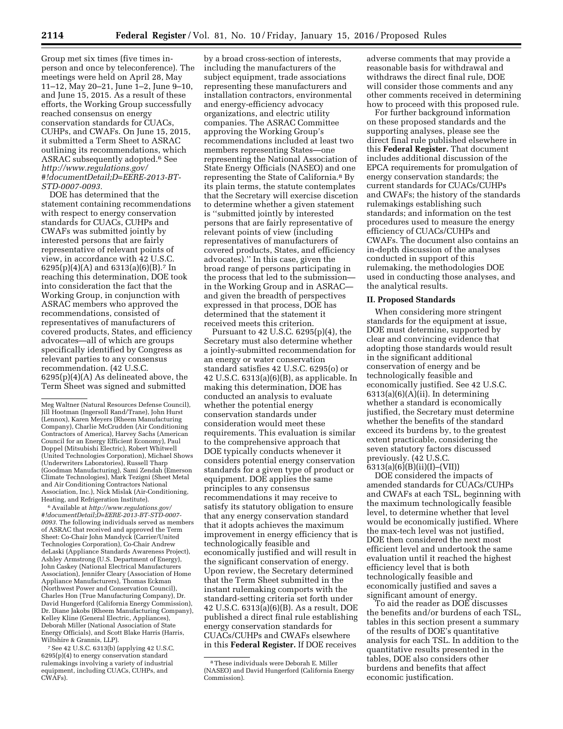Group met six times (five times in-person and once by teleconference). The meetings were held on April 28, May 11–12, May 20–21, June 1–2, June 9–10, and June 15, 2015. As a result of these efforts, the Working Group successfully reached consensus on energy conservation standards for CUACs, CUHPs, and CWAFs. On June 15, 2015, it submitted a Term Sheet to ASRAC outlining its recommendations, which ASRAC subsequently adopted.[6] See *http://www.regulations.gov/#!documentDetail;D=EERE-2013-BT-STD-0007-0093.*

DOE has determined that the statement containing recommendations with respect to energy conservation standards for CUACs, CUHPs and CWAFs was submitted jointly by interested persons that are fairly representative of relevant points of view, in accordance with 42 U.S.C. 6295(p)(4)(A) and 6313(a)(6)(B).[7] In reaching this determination, DOE took into consideration the fact that the Working Group, in conjunction with ASRAC members who approved the recommendations, consisted of representatives of manufacturers of covered products, States, and efficiency advocates—all of which are groups specifically identified by Congress as relevant parties to any consensus recommendation. (42 U.S.C. 6295(p)(4)(A) As delineated above, the Term Sheet was signed and submitted by a broad cross-section of interests, including the manufacturers of the subject equipment, trade associations representing these manufacturers and installation contractors, environmental and energy-efficiency advocacy organizations, and electric utility companies. The ASRAC Committee approving the Working Group's recommendations included at least two members representing States—one representing the National Association of State Energy Officials (NASEO) and one representing the State of California.[8] By its plain terms, the statute contemplates that the Secretary will exercise discetion to determine whether a given statement is "submitted jointly by interested persons that are fairly representative of relevant points of view (including representatives of manufacturers of covered products, States, and efficiency advocates)." In this case, given the broad range of persons participating in the process that led to the submission—in the Working Group and in ASRAC—and given the breadth of perspectives expressed in that process, DOE has determined that the statement it received meets this criterion.

Pursuant to 42 U.S.C. 6295(p)(4), the Secretary must also determine whether a jointly-submitted recommendation for an energy or water conservation standard satisfies 42 U.S.C. 6295(o) or 42 U.S.C. 6313(a)(6)(B), as applicable. In making this determination, DOE has conducted an analysis to evaluate whether the potential energy conservation standards under consideration would meet these requirements. This evaluation is similar to the comprehensive approach that DOE typically conducts whenever it considers potential energy conservation standards for a given type of product or equipment. DOE applies the same principles to any consensus recommendations it may receive to satisfy its statutory obligation to ensure that any energy conservation standard that it adopts achieves the maximum improvement in energy efficiency that is technologically feasible and economically justified and will result in the significant conservation of energy. Upon review, the Secretary determined that the Term Sheet submitted in the instant rulemaking comports with the standard-setting criteria set forth under 42 U.S.C. 6313(a)(6)(B). As a result, DOE published a direct final rule establishing energy conservation standards for CUACs/CUHPs and CWAFs elsewhere in this **Federal Register.** If DOE receives adverse comments that may provide a reasonable basis for withdrawal and withdraws the direct final rule, DOE will consider those comments and any other comments received in determining how to proceed with this proposed rule.

For further background information on these proposed standards and the supporting analyses, please see the direct final rule published elsewhere in this **Federal Register.** That document includes additional discussion of the EPCA requirements for promulgation of energy conservation standards; the current standards for CUACs/CUHPs and CWAFs; the history of the standards rulemakings establishing such standards; and information on the test procedures used to measure the energy efficiency of CUACs/CUHPs and CWAFs. The document also contains an in-depth discussion of the analyses conducted in support of this rulemaking, the methodologies DOE used in conducting those analyses, and the analytical results.

## II. Proposed Standards

When considering more stringent standards for the equipment at issue, DOE must determine, supported by clear and convincing evidence that adopting those standards would result in the significant additional conservation of energy and be technologically feasible and economically justified. See 42 U.S.C. 6313(a)(6)(A)(ii). In determining whether a standard is economically justified, the Secretary must determine whether the benefits of the standard exceed its burdens by, to the greatest extent practicable, considering the seven statutory factors discussed previously. (42 U.S.C. 6313(a)(6)(B)(ii)(I)–(VII))

DOE considered the impacts of amended standards for CUACs/CUHPs and CWAFs at each TSL, beginning with the maximum technologically feasible level, to determine whether that level would be economically justified. Where the max-tech level was not justified, DOE then considered the next most efficient level and undertook the same evaluation until it reached the highest efficiency level that is both technologically feasible and economically justified and saves a significant amount of energy.

To aid the reader as DOE discusses the benefits and/or burdens of each TSL, tables in this section present a summary of the results of DOE's quantitative analysis for each TSL. In addition to the quantitative results presented in the tables, DOE also considers other burdens and benefits that affect economic justification.

---

Meg Waltner (Natural Resources Defense Council), Jill Hootman (Ingersoll Rand/Trane), John Hurst (Lennox), Karen Meyers (Rheem Manufacturing Company), Charlie McCrudden (Air Conditioning Contractors of America), Harvey Sachs (American Council for an Energy Efficient Economy), Paul Doppel (Mitsubishi Electric), Robert Whitwell (United Technologies Corporation), Michael Shows (Underwriters Laboratories), Russell Tharp (Goodman Manufacturing), Sami Zendah (Emerson Climate Technologies), Mark Tezigni (Sheet Metal and Air Conditioning Contractors National Association, Inc.), Nick Mislak (Air-Conditioning, Heating, and Refrigeration Institute).

[6] Available at *http://www.regulations.gov/#!documentDetail;D=EERE-2013-BT-STD-0007-0093.* The following individuals served as members of ASRAC that received and approved the Term Sheet: Co-Chair John Mandyck (Carrier/United Technologies Corporation), Co-Chair Andrew deLaski (Appliance Standards Awareness Project), Ashley Armstrong (U.S. Department of Energy), John Caskey (National Electrical Manufacturers Association), Jennifer Cleary (Association of Home Appliance Manufacturers), Thomas Eckman (Northwest Power and Conservation Council), Charles Hon (True Manufacturing Company), Dr. David Hungerford (California Energy Commission), Dr. Diane Jakobs (Rheem Manufacturing Company), Kelley Kline (General Electric, Appliances), Deborah Miller (National Association of State Energy Officials), and Scott Blake Harris (Harris, Wiltshire & Grannis, LLP).

[7] See 42 U.S.C. 6313(b) (applying 42 U.S.C. 6295(p)(4) to energy conservation standard rulemakings involving a variety of industrial equipment, including CUACs, CUHPs, and CWAFs).

[8] These individuals were Deborah E. Miller (NASEO) and David Hungerford (California Energy Commission).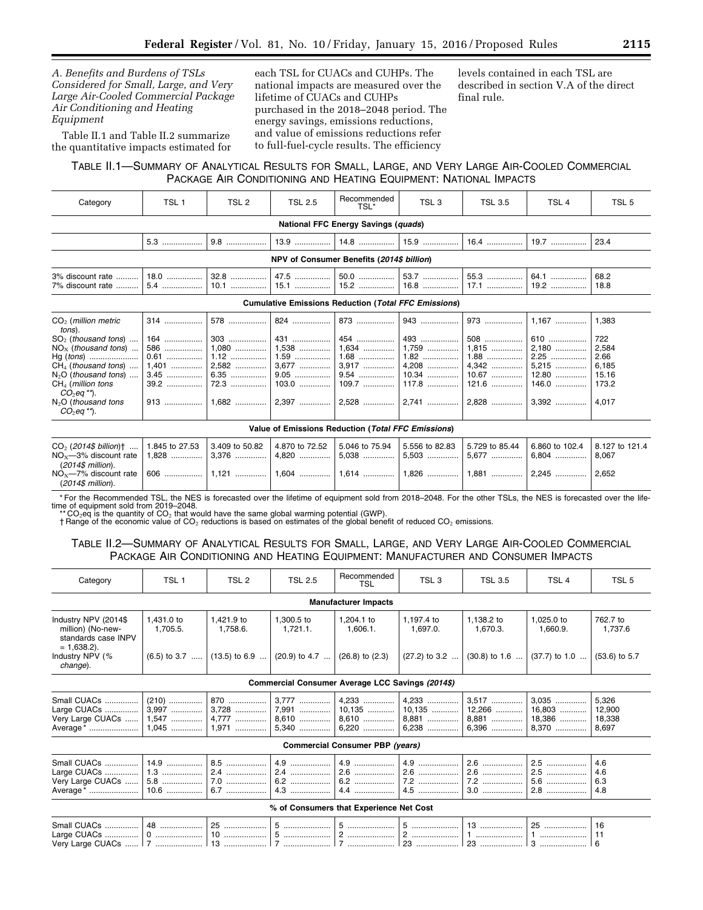### A. Benefits and Burdens of TSLs Considered for Small, Large, and Very Large Air-Cooled Commercial Package Air Conditioning and Heating Equipment

Table II.1 and Table II.2 summarize the quantitative impacts estimated for each TSL for CUACs and CUHPs. The national impacts are measured over the lifetime of CUACs and CUHPs purchased in the 2018–2048 period. The energy savings, emissions reductions, and value of emissions reductions refer to full-fuel-cycle results. The efficiency levels contained in each TSL are described in section V.A of the direct final rule.

TABLE II.1—SUMMARY OF ANALYTICAL RESULTS FOR SMALL, LARGE, AND VERY LARGE AIR-COOLED COMMERCIAL PACKAGE AIR CONDITIONING AND HEATING EQUIPMENT: NATIONAL IMPACTS

| Category | TSL 1 | TSL 2 | TSL 2.5 | Recommended TSL* | TSL 3 | TSL 3.5 | TSL 4 | TSL 5 |
|---|---|---|---|---|---|---|---|---|
| **National FFC Energy Savings (*quads*)** | | | | | | | | |
| | 5.3 | 9.8 | 13.9 | 14.8 | 15.9 | 16.4 | 19.7 | 23.4 |
| **NPV of Consumer Benefits (*2014$ billion*)** | | | | | | | | |
| 3% discount rate | 18.0 | 32.8 | 47.5 | 50.0 | 53.7 | 55.3 | 64.1 | 68.2 |
| 7% discount rate | 5.4 | 10.1 | 15.1 | 15.2 | 16.8 | 17.1 | 19.2 | 18.8 |
| **Cumulative Emissions Reduction (*Total FFC Emissions*)** | | | | | | | | |
| $CO_2$ (*million metric tons*) | 314 | 578 | 824 | 873 | 943 | 973 | 1,167 | 1,383 |
| $SO_2$ (*thousand tons*) | 164 | 303 | 431 | 454 | 493 | 508 | 610 | 722 |
| $NO_X$ (*thousand tons*) | 586 | 1,080 | 1,538 | 1,634 | 1,759 | 1,815 | 2,180 | 2,584 |
| Hg (*tons*) | 0.61 | 1.12 | 1.59 | 1.68 | 1.82 | 1.88 | 2.25 | 2.66 |
| $CH_4$ (*thousand tons*) | 1,401 | 2,582 | 3,677 | 3,917 | 4,208 | 4,342 | 5,215 | 6,185 |
| $N_2O$ (*thousand tons*) | 3.45 | 6.35 | 9.05 | 9.54 | 10.34 | 10.67 | 12.80 | 15.16 |
| $CH_4$ (*million tons $CO_2eq$***) | 39.2 | 72.3 | 103.0 | 109.7 | 117.8 | 121.6 | 146.0 | 173.2 |
| $N_2O$ (*thousand tons $CO_2eq$***) | 913 | 1,682 | 2,397 | 2,528 | 2,741 | 2,828 | 3,392 | 4,017 |
| **Value of Emissions Reduction (*Total FFC Emissions*)** | | | | | | | | |
| $CO_2$ (*2014$ billion*)† | 1.845 to 27.53 | 3.409 to 50.82 | 4.870 to 72.52 | 5.046 to 75.94 | 5.556 to 82.83 | 5.729 to 85.44 | 6.860 to 102.4 | 8.127 to 121.4 |
| $NO_X$—3% discount rate (*2014$ million*) | 1,828 | 3,376 | 4,820 | 5,038 | 5,503 | 5,677 | 6,804 | 8,067 |
| $NO_X$—7% discount rate (*2014$ million*) | 606 | 1,121 | 1,604 | 1,614 | 1,826 | 1,881 | 2,245 | 2,652 |

\* For the Recommended TSL, the NES is forecasted over the lifetime of equipment sold from 2018–2048. For the other TSLs, the NES is forecasted over the lifetime of equipment sold from 2019–2048.

\*\* $CO_2eq$ is the quantity of $CO_2$ that would have the same global warming potential (GWP).

† Range of the economic value of $CO_2$ reductions is based on estimates of the global benefit of reduced $CO_2$ emissions.

TABLE II.2—SUMMARY OF ANALYTICAL RESULTS FOR SMALL, LARGE, AND VERY LARGE AIR-COOLED COMMERCIAL PACKAGE AIR CONDITIONING AND HEATING EQUIPMENT: MANUFACTURER AND CONSUMER IMPACTS

| Category | TSL 1 | TSL 2 | TSL 2.5 | Recommended TSL | TSL 3 | TSL 3.5 | TSL 4 | TSL 5 |
|---|---|---|---|---|---|---|---|---|
| **Manufacturer Impacts** | | | | | | | | |
| Industry NPV (2014$ million) (No-new-standards case INPV = 1,638.2) | 1,431.0 to 1,705.5 | 1,421.9 to 1,758.6 | 1,300.5 to 1,721.1 | 1,204.1 to 1,606.1 | 1,197.4 to 1,697.0 | 1,138.2 to 1,670.3 | 1,025.0 to 1,660.9 | 762.7 to 1,737.6 |
| Industry NPV (% change) | (6.5) to 3.7 | (13.5) to 6.9 | (20.9) to 4.7 | (26.8) to (2.3) | (27.2) to 3.2 | (30.8) to 1.6 | (37.7) to 1.0 | (53.6) to 5.7 |
| **Commercial Consumer Average LCC Savings (*2014$*)** | | | | | | | | |
| Small CUACs | (210) | 870 | 3,777 | 4,233 | 4,233 | 3,517 | 3,035 | 5,326 |
| Large CUACs | 3,997 | 3,728 | 7,991 | 10,135 | 10,135 | 12,266 | 16,803 | 12,900 |
| Very Large CUACs | 1,547 | 4,777 | 8,610 | 8,610 | 8,881 | 8,881 | 18,386 | 18,338 |
| Average* | 1,045 | 1,971 | 5,340 | 6,220 | 6,238 | 6,396 | 8,370 | 8,697 |
| **Commercial Consumer PBP (*years*)** | | | | | | | | |
| Small CUACs | 14.9 | 8.5 | 4.9 | 4.9 | 4.9 | 2.6 | 2.5 | 4.6 |
| Large CUACs | 1.3 | 2.4 | 2.4 | 2.6 | 2.6 | 2.6 | 2.5 | 4.6 |
| Very Large CUACs | 5.8 | 7.0 | 6.2 | 6.2 | 7.2 | 7.2 | 5.6 | 6.3 |
| Average* | 10.6 | 6.7 | 4.3 | 4.4 | 4.5 | 3.0 | 2.8 | 4.8 |
| **% of Consumers that Experience Net Cost** | | | | | | | | |
| Small CUACs | 48 | 25 | 5 | 5 | 5 | 13 | 25 | 16 |
| Large CUACs | 0 | 10 | 5 | 2 | 2 | 1 | 1 | 11 |
| Very Large CUACs | 7 | 13 | 7 | 7 | 23 | 23 | 3 | 6 |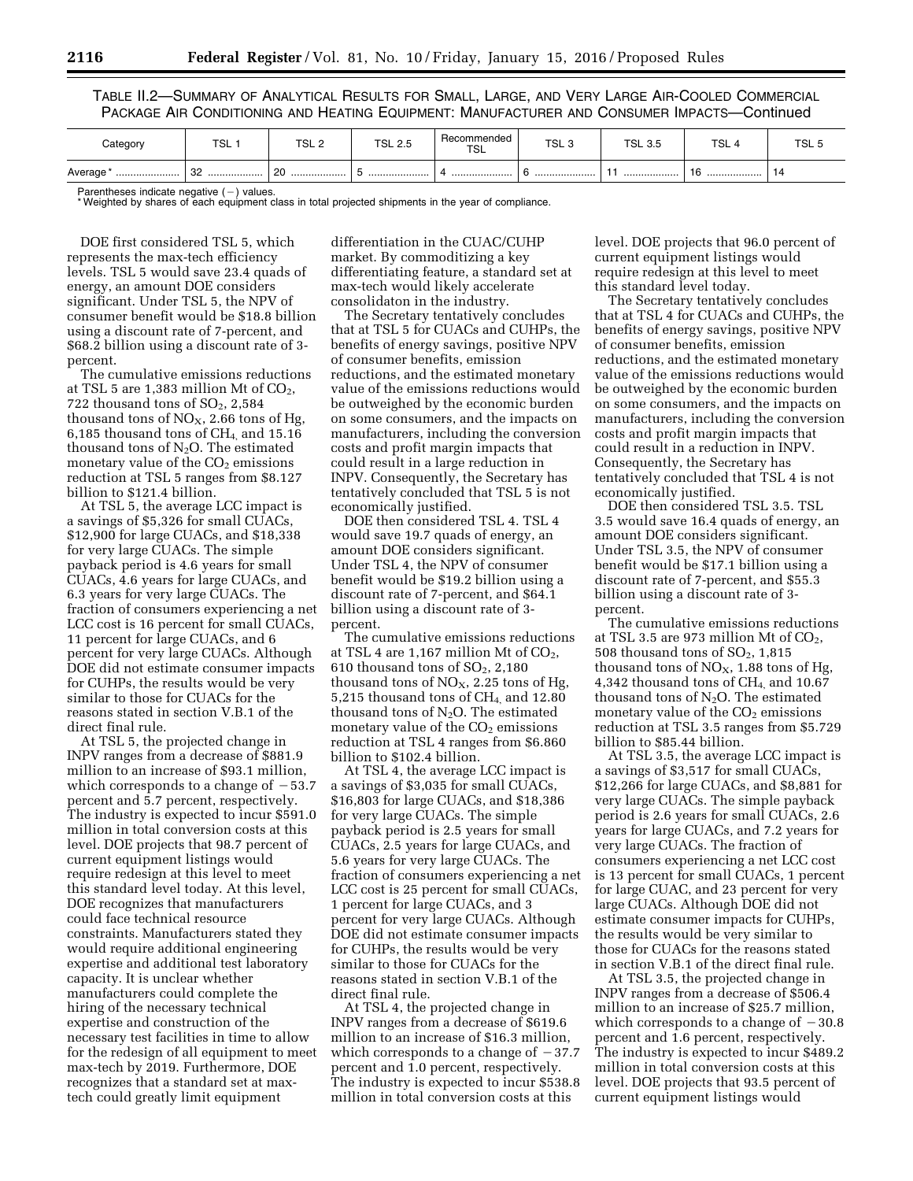TABLE II.2—SUMMARY OF ANALYTICAL RESULTS FOR SMALL, LARGE, AND VERY LARGE AIR-COOLED COMMERCIAL PACKAGE AIR CONDITIONING AND HEATING EQUIPMENT: MANUFACTURER AND CONSUMER IMPACTS—Continued

| Category | TSL 1 | TSL 2 | TSL 2.5 | Recommended TSL | TSL 3 | TSL 3.5 | TSL 4 | TSL 5 |
|---|---|---|---|---|---|---|---|---|
| Average* | 32 | 20 | 5 | 4 | 6 | 11 | 16 | 14 |

Parentheses indicate negative (−) values.
* Weighted by shares of each equipment class in total projected shipments in the year of compliance.

DOE first considered TSL 5, which represents the max-tech efficiency levels. TSL 5 would save 23.4 quads of energy, an amount DOE considers significant. Under TSL 5, the NPV of consumer benefit would be $18.8 billion using a discount rate of 7-percent, and $68.2 billion using a discount rate of 3-percent.

The cumulative emissions reductions at TSL 5 are 1,383 million Mt of $CO_2$, 722 thousand tons of $SO_2$, 2,584 thousand tons of $NO_X$, 2.66 tons of Hg, 6,185 thousand tons of $CH_4$ and 15.16 thousand tons of $N_2O$. The estimated monetary value of the $CO_2$ emissions reduction at TSL 5 ranges from $8.127 billion to $121.4 billion.

At TSL 5, the average LCC impact is a savings of $5,326 for small CUACs, $12,900 for large CUACs, and $18,338 for very large CUACs. The simple payback period is 4.6 years for small CUACs, 4.6 years for large CUACs, and 6.3 years for very large CUACs. The fraction of consumers experiencing a net LCC cost is 16 percent for small CUACs, 11 percent for large CUACs, and 6 percent for very large CUACs. Although DOE did not estimate consumer impacts for CUHPs, the results would be very similar to those for CUACs for the reasons stated in section V.B.1 of the direct final rule.

At TSL 5, the projected change in INPV ranges from a decrease of $881.9 million to an increase of $93.1 million, which corresponds to a change of −53.7 percent and 5.7 percent, respectively. The industry is expected to incur $591.0 million in total conversion costs at this level. DOE projects that 98.7 percent of current equipment listings would require redesign at this level to meet this standard level today. At this level, DOE recognizes that manufacturers could face technical resource constraints. Manufacturers stated they would require additional engineering expertise and additional test laboratory capacity. It is unclear whether manufacturers could complete the hiring of the necessary technical expertise and construction of the necessary test facilities in time to allow for the redesign of all equipment to meet max-tech by 2019. Furthermore, DOE recognizes that a standard set at max-tech could greatly limit equipment differentiation in the CUAC/CUHP market. By commoditizing a key differentiating feature, a standard set at max-tech would likely accelerate consolidaton in the industry.

The Secretary tentatively concludes that at TSL 5 for CUACs and CUHPs, the benefits of energy savings, positive NPV of consumer benefits, emission reductions, and the estimated monetary value of the emissions reductions would be outweighed by the economic burden on some consumers, and the impacts on manufacturers, including the conversion costs and profit margin impacts that could result in a large reduction in INPV. Consequently, the Secretary has tentatively concluded that TSL 5 is not economically justified.

DOE then considered TSL 4. TSL 4 would save 19.7 quads of energy, an amount DOE considers significant. Under TSL 4, the NPV of consumer benefit would be $19.2 billion using a discount rate of 7-percent, and $64.1 billion using a discount rate of 3-percent.

The cumulative emissions reductions at TSL 4 are 1,167 million Mt of $CO_2$, 610 thousand tons of $SO_2$, 2,180 thousand tons of $NO_X$, 2.25 tons of Hg, 5,215 thousand tons of $CH_4$ and 12.80 thousand tons of $N_2O$. The estimated monetary value of the $CO_2$ emissions reduction at TSL 4 ranges from $6.860 billion to $102.4 billion.

At TSL 4, the average LCC impact is a savings of $3,035 for small CUACs, $16,803 for large CUACs, and $18,386 for very large CUACs. The simple payback period is 2.5 years for small CUACs, 2.5 years for large CUACs, and 5.6 years for very large CUACs. The fraction of consumers experiencing a net LCC cost is 25 percent for small CUACs, 1 percent for large CUACs, and 3 percent for very large CUACs. Although DOE did not estimate consumer impacts for CUHPs, the results would be very similar to those for CUACs for the reasons stated in section V.B.1 of the direct final rule.

At TSL 4, the projected change in INPV ranges from a decrease of $619.6 million to an increase of $16.3 million, which corresponds to a change of −37.7 percent and 1.0 percent, respectively. The industry is expected to incur $538.8 million in total conversion costs at this level. DOE projects that 96.0 percent of current equipment listings would require redesign at this level to meet this standard level today.

The Secretary tentatively concludes that at TSL 4 for CUACs and CUHPs, the benefits of energy savings, positive NPV of consumer benefits, emission reductions, and the estimated monetary value of the emissions reductions would be outweighed by the economic burden on some consumers, and the impacts on manufacturers, including the conversion costs and profit margin impacts that could result in a reduction in INPV. Consequently, the Secretary has tentatively concluded that TSL 4 is not economically justified.

DOE then considered TSL 3.5. TSL 3.5 would save 16.4 quads of energy, an amount DOE considers significant. Under TSL 3.5, the NPV of consumer benefit would be $17.1 billion using a discount rate of 7-percent, and $55.3 billion using a discount rate of 3-percent.

The cumulative emissions reductions at TSL 3.5 are 973 million Mt of $CO_2$, 508 thousand tons of $SO_2$, 1,815 thousand tons of $NO_X$, 1.88 tons of Hg, 4,342 thousand tons of $CH_4$ and 10.67 thousand tons of $N_2O$. The estimated monetary value of the $CO_2$ emissions reduction at TSL 3.5 ranges from $5.729 billion to $85.44 billion.

At TSL 3.5, the average LCC impact is a savings of $3,517 for small CUACs, $12,266 for large CUACs, and $8,881 for very large CUACs. The simple payback period is 2.6 years for small CUACs, 2.6 years for large CUACs, and 7.2 years for very large CUACs. The fraction of consumers experiencing a net LCC cost is 13 percent for small CUACs, 1 percent for large CUAC, and 23 percent for very large CUACs. Although DOE did not estimate consumer impacts for CUHPs, the results would be very similar to those for CUACs for the reasons stated in section V.B.1 of the direct final rule.

At TSL 3.5, the projected change in INPV ranges from a decrease of $506.4 million to an increase of $25.7 million, which corresponds to a change of −30.8 percent and 1.6 percent, respectively. The industry is expected to incur $489.2 million in total conversion costs at this level. DOE projects that 93.5 percent of current equipment listings would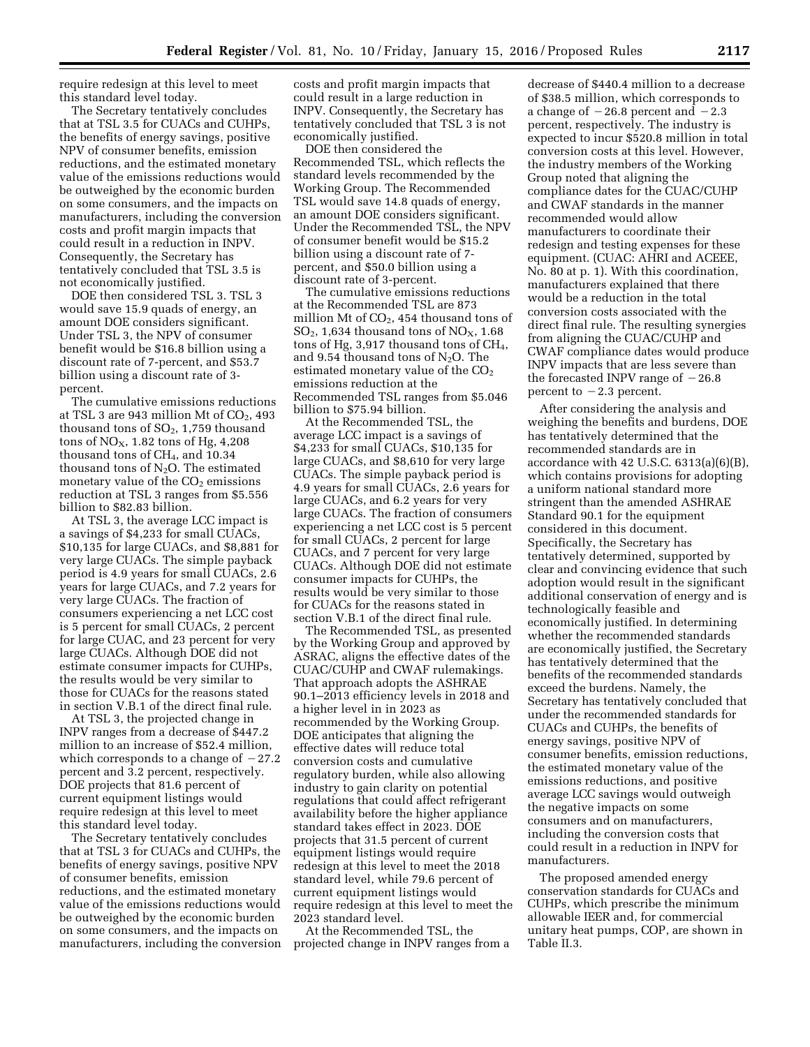require redesign at this level to meet this standard level today.

The Secretary tentatively concludes that at TSL 3.5 for CUACs and CUHPs, the benefits of energy savings, positive NPV of consumer benefits, emission reductions, and the estimated monetary value of the emissions reductions would be outweighed by the economic burden on some consumers, and the impacts on manufacturers, including the conversion costs and profit margin impacts that could result in a reduction in INPV. Consequently, the Secretary has tentatively concluded that TSL 3.5 is not economically justified.

DOE then considered TSL 3. TSL 3 would save 15.9 quads of energy, an amount DOE considers significant. Under TSL 3, the NPV of consumer benefit would be $16.8 billion using a discount rate of 7-percent, and $53.7 billion using a discount rate of 3-percent.

The cumulative emissions reductions at TSL 3 are 943 million Mt of $CO_2$, 493 thousand tons of $SO_2$, 1,759 thousand tons of $NO_X$, 1.82 tons of Hg, 4,208 thousand tons of $CH_4$, and 10.34 thousand tons of $N_2O$. The estimated monetary value of the $CO_2$ emissions reduction at TSL 3 ranges from $5.556 billion to $82.83 billion.

At TSL 3, the average LCC impact is a savings of $4,233 for small CUACs, $10,135 for large CUACs, and $8,881 for very large CUACs. The simple payback period is 4.9 years for small CUACs, 2.6 years for large CUACs, and 7.2 years for very large CUACs. The fraction of consumers experiencing a net LCC cost is 5 percent for small CUACs, 2 percent for large CUAC, and 23 percent for very large CUACs. Although DOE did not estimate consumer impacts for CUHPs, the results would be very similar to those for CUACs for the reasons stated in section V.B.1 of the direct final rule.

At TSL 3, the projected change in INPV ranges from a decrease of $447.2 million to an increase of $52.4 million, which corresponds to a change of −27.2 percent and 3.2 percent, respectively. DOE projects that 81.6 percent of current equipment listings would require redesign at this level to meet this standard level today.

The Secretary tentatively concludes that at TSL 3 for CUACs and CUHPs, the benefits of energy savings, positive NPV of consumer benefits, emission reductions, and the estimated monetary value of the emissions reductions would be outweighed by the economic burden on some consumers, and the impacts on manufacturers, including the conversion costs and profit margin impacts that could result in a large reduction in INPV. Consequently, the Secretary has tentatively concluded that TSL 3 is not economically justified.

DOE then considered the Recommended TSL, which reflects the standard levels recommended by the Working Group. The Recommended TSL would save 14.8 quads of energy, an amount DOE considers significant. Under the Recommended TSL, the NPV of consumer benefit would be $15.2 billion using a discount rate of 7-percent, and $50.0 billion using a discount rate of 3-percent.

The cumulative emissions reductions at the Recommended TSL are 873 million Mt of $CO_2$, 454 thousand tons of $SO_2$, 1,634 thousand tons of $NO_X$, 1.68 tons of Hg, 3,917 thousand tons of $CH_4$, and 9.54 thousand tons of $N_2O$. The estimated monetary value of the $CO_2$ emissions reduction at the Recommended TSL ranges from $5.046 billion to $75.94 billion.

At the Recommended TSL, the average LCC impact is a savings of $4,233 for small CUACs, $10,135 for large CUACs, and $8,610 for very large CUACs. The simple payback period is 4.9 years for small CUACs, 2.6 years for large CUACs, and 6.2 years for very large CUACs. The fraction of consumers experiencing a net LCC cost is 5 percent for small CUACs, 2 percent for large CUACs, and 7 percent for very large CUACs. Although DOE did not estimate consumer impacts for CUHPs, the results would be very similar to those for CUACs for the reasons stated in section V.B.1 of the direct final rule.

The Recommended TSL, as presented by the Working Group and approved by ASRAC, aligns the effective dates of the CUAC/CUHP and CWAF rulemakings. That approach adopts the ASHRAE 90.1–2013 efficiency levels in 2018 and a higher level in in 2023 as recommended by the Working Group. DOE anticipates that aligning the effective dates will reduce total conversion costs and cumulative regulatory burden, while also allowing industry to gain clarity on potential regulations that could affect refrigerant availability before the higher appliance standard takes effect in 2023. DOE projects that 31.5 percent of current equipment listings would require redesign at this level to meet the 2018 standard level, while 79.6 percent of current equipment listings would require redesign at this level to meet the 2023 standard level.

At the Recommended TSL, the projected change in INPV ranges from a decrease of $440.4 million to a decrease of $38.5 million, which corresponds to a change of −26.8 percent and −2.3 percent, respectively. The industry is expected to incur $520.8 million in total conversion costs at this level. However, the industry members of the Working Group noted that aligning the compliance dates for the CUAC/CUHP and CWAF standards in the manner recommended would allow manufacturers to coordinate their redesign and testing expenses for these equipment. (CUAC: AHRI and ACEEE, No. 80 at p. 1). With this coordination, manufacturers explained that there would be a reduction in the total conversion costs associated with the direct final rule. The resulting synergies from aligning the CUAC/CUHP and CWAF compliance dates would produce INPV impacts that are less severe than the forecasted INPV range of −26.8 percent to −2.3 percent.

After considering the analysis and weighing the benefits and burdens, DOE has tentatively determined that the recommended standards are in accordance with 42 U.S.C. 6313(a)(6)(B), which contains provisions for adopting a uniform national standard more stringent than the amended ASHRAE Standard 90.1 for the equipment considered in this document. Specifically, the Secretary has tentatively determined, supported by clear and convincing evidence that such adoption would result in the significant additional conservation of energy and is technologically feasible and economically justified. In determining whether the recommended standards are economically justified, the Secretary has tentatively determined that the benefits of the recommended standards exceed the burdens. Namely, the Secretary has tentatively concluded that under the recommended standards for CUACs and CUHPs, the benefits of energy savings, positive NPV of consumer benefits, emission reductions, the estimated monetary value of the emissions reductions, and positive average LCC savings would outweigh the negative impacts on some consumers and on manufacturers, including the conversion costs that could result in a reduction in INPV for manufacturers.

The proposed amended energy conservation standards for CUACs and CUHPs, which prescribe the minimum allowable IEER and, for commercial unitary heat pumps, COP, are shown in Table II.3.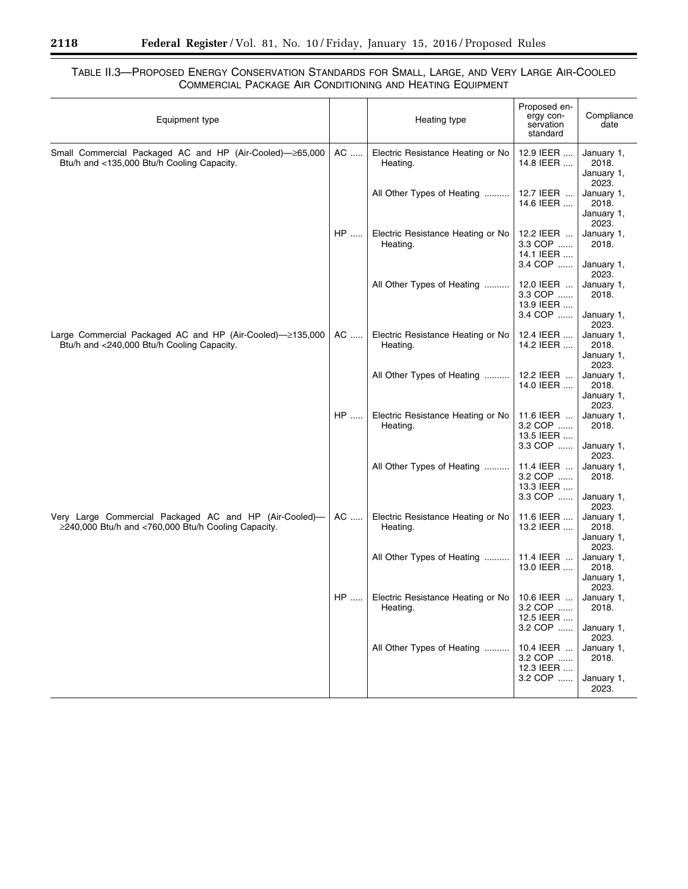TABLE II.3—PROPOSED ENERGY CONSERVATION STANDARDS FOR SMALL, LARGE, AND VERY LARGE AIR-COOLED COMMERCIAL PACKAGE AIR CONDITIONING AND HEATING EQUIPMENT

| Equipment type | | Heating type | Proposed energy conservation standard | Compliance date |
|---|---|---|---|---|
| Small Commercial Packaged AC and HP (Air-Cooled)—≥65,000 Btu/h and <135,000 Btu/h Cooling Capacity. | AC | Electric Resistance Heating or No Heating. | 12.9 IEER | January 1, 2018. |
| | | | 14.8 IEER | January 1, 2023. |
| | | All Other Types of Heating | 12.7 IEER | January 1, 2018. |
| | | | 14.6 IEER | January 1, 2023. |
| | HP | Electric Resistance Heating or No Heating. | 12.2 IEER<br>3.3 COP | January 1, 2018. |
| | | | 14.1 IEER<br>3.4 COP | January 1, 2023. |
| | | All Other Types of Heating | 12.0 IEER<br>3.3 COP | January 1, 2018. |
| | | | 13.9 IEER<br>3.4 COP | January 1, 2023. |
| Large Commercial Packaged AC and HP (Air-Cooled)—≥135,000 Btu/h and <240,000 Btu/h Cooling Capacity. | AC | Electric Resistance Heating or No Heating. | 12.4 IEER | January 1, 2018. |
| | | | 14.2 IEER | January 1, 2023. |
| | | All Other Types of Heating | 12.2 IEER | January 1, 2018. |
| | | | 14.0 IEER | January 1, 2023. |
| | HP | Electric Resistance Heating or No Heating. | 11.6 IEER<br>3.2 COP | January 1, 2018. |
| | | | 13.5 IEER<br>3.3 COP | January 1, 2023. |
| | | All Other Types of Heating | 11.4 IEER<br>3.2 COP | January 1, 2018. |
| | | | 13.3 IEER<br>3.3 COP | January 1, 2023. |
| Very Large Commercial Packaged AC and HP (Air-Cooled)—≥240,000 Btu/h and <760,000 Btu/h Cooling Capacity. | AC | Electric Resistance Heating or No Heating. | 11.6 IEER | January 1, 2018. |
| | | | 13.2 IEER | January 1, 2023. |
| | | All Other Types of Heating | 11.4 IEER | January 1, 2018. |
| | | | 13.0 IEER | January 1, 2023. |
| | HP | Electric Resistance Heating or No Heating. | 10.6 IEER<br>3.2 COP | January 1, 2018. |
| | | | 12.5 IEER<br>3.2 COP | January 1, 2023. |
| | | All Other Types of Heating | 10.4 IEER<br>3.2 COP | January 1, 2018. |
| | | | 12.3 IEER<br>3.2 COP | January 1, 2023. |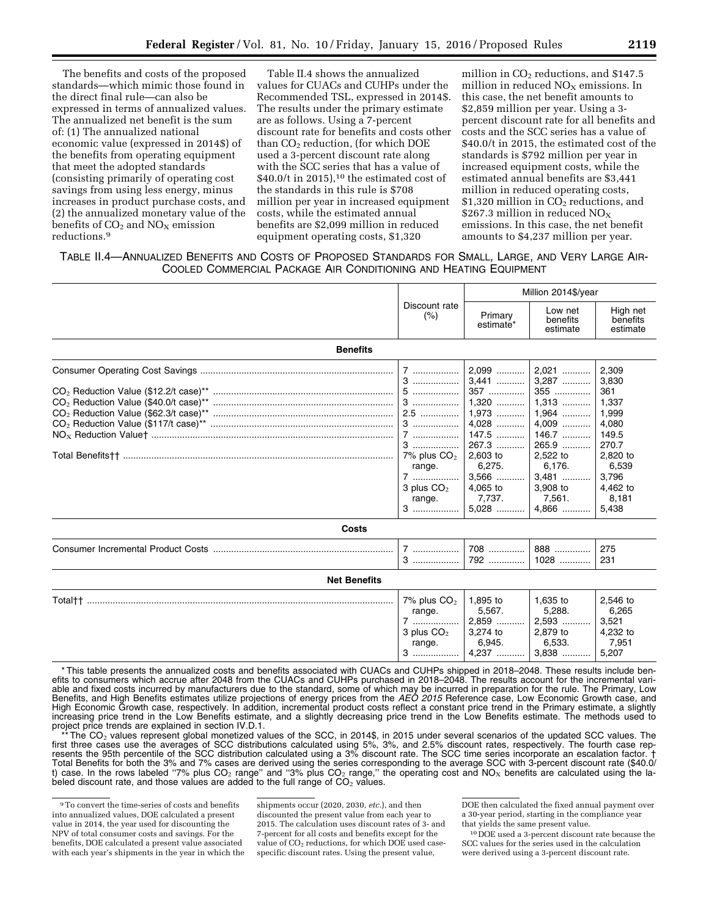The benefits and costs of the proposed standards—which mimic those found in the direct final rule—can also be expressed in terms of annualized values. The annualized net benefit is the sum of: (1) The annualized national economic value (expressed in 2014$) of the benefits from operating equipment that meet the adopted standards (consisting primarily of operating cost savings from using less energy, minus increases in product purchase costs, and (2) the annualized monetary value of the benefits of $CO_2$ and $NO_X$ emission reductions.[9]

Table II.4 shows the annualized values for CUACs and CUHPs under the Recommended TSL, expressed in 2014$. The results under the primary estimate are as follows. Using a 7-percent discount rate for benefits and costs other than $CO_2$ reduction, (for which DOE used a 3-percent discount rate along with the SCC series that has a value of $40.0/t in 2015),[10] the estimated cost of the standards in this rule is $708 million per year in increased equipment costs, while the estimated annual benefits are $2,099 million in reduced equipment operating costs, $1,320 million in $CO_2$ reductions, and $147.5 million in reduced $NO_X$ emissions. In this case, the net benefit amounts to $2,859 million per year. Using a 3-percent discount rate for all benefits and costs and the SCC series has a value of $40.0/t in 2015, the estimated cost of the standards is $792 million per year in increased equipment costs, while the estimated annual benefits are $3,441 million in reduced operating costs, $1,320 million in $CO_2$ reductions, and $267.3 million in reduced $NO_X$ emissions. In this case, the net benefit amounts to $4,237 million per year.

TABLE II.4—ANNUALIZED BENEFITS AND COSTS OF PROPOSED STANDARDS FOR SMALL, LARGE, AND VERY LARGE AIR-COOLED COMMERCIAL PACKAGE AIR CONDITIONING AND HEATING EQUIPMENT

| | Discount rate (%) | Million 2014$/year | | |
|---|---|---|---|---|
| | | Primary estimate* | Low net benefits estimate | High net benefits estimate |
| **Benefits** | | | | |
| Consumer Operating Cost Savings | 7 | 2,099 | 2,021 | 2,309 |
| | 3 | 3,441 | 3,287 | 3,830 |
| $CO_2$ Reduction Value ($12.2/t case)** | 5 | 357 | 355 | 361 |
| $CO_2$ Reduction Value ($40.0/t case)** | 3 | 1,320 | 1,313 | 1,337 |
| $CO_2$ Reduction Value ($62.3/t case)** | 2.5 | 1,973 | 1,964 | 1,999 |
| $CO_2$ Reduction Value ($117/t case)** | 3 | 4,028 | 4,009 | 4,080 |
| $NO_X$ Reduction Value† | 7 | 147.5 | 146.7 | 149.5 |
| | 3 | 267.3 | 265.9 | 270.7 |
| Total Benefits†† | 7% plus $CO_2$ range. | 2,603 to 6,275. | 2,522 to 6,176. | 2,820 to 6,539 |
| | 7 | 3,566 | 3,481 | 3,796 |
| | 3 plus $CO_2$ range. | 4,065 to 7,737. | 3,908 to 7,561. | 4,462 to 8,181 |
| | 3 | 5,028 | 4,866 | 5,438 |
| **Costs** | | | | |
| Consumer Incremental Product Costs | 7 | 708 | 888 | 275 |
| | 3 | 792 | 1028 | 231 |
| **Net Benefits** | | | | |
| Total†† | 7% plus $CO_2$ range. | 1,895 to 5,567. | 1,635 to 5,288. | 2,546 to 6,265 |
| | 7 | 2,859 | 2,593 | 3,521 |
| | 3 plus $CO_2$ range. | 3,274 to 6,945. | 2,879 to 6,533. | 4,232 to 7,951 |
| | 3 | 4,237 | 3,838 | 5,207 |

* This table presents the annualized costs and benefits associated with CUACs and CUHPs shipped in 2018–2048. These results include benefits to consumers which accrue after 2048 from the CUACs and CUHPs purchased in 2018–2048. The results account for the incremental variable and fixed costs incurred by manufacturers due to the standard, some of which may be incurred in preparation for the rule. The Primary, Low Benefits, and High Benefits estimates utilize projections of energy prices from the *AEO 2015* Reference case, Low Economic Growth case, and High Economic Growth case, respectively. In addition, incremental product costs reflect a constant price trend in the Primary estimate, a slightly increasing price trend in the Low Benefits estimate, and a slightly decreasing price trend in the Low Benefits estimate. The methods used to project price trends are explained in section IV.D.1.

** The $CO_2$ values represent global monetized values of the SCC, in 2014$, in 2015 under several scenarios of the updated SCC values. The first three cases use the averages of SCC distributions calculated using 5%, 3%, and 2.5% discount rates, respectively. The fourth case represents the 95th percentile of the SCC distribution calculated using a 3% discount rate. The SCC time series incorporate an escalation factor. † Total Benefits for both the 3% and 7% cases are derived using the series corresponding to the average SCC with 3-percent discount rate ($40.0/t) case. In the rows labeled "7% plus $CO_2$ range" and "3% plus $CO_2$ range," the operating cost and $NO_X$ benefits are calculated using the labeled discount rate, and those values are added to the full range of $CO_2$ values.

[9] To convert the time-series of costs and benefits into annualized values, DOE calculated a present value in 2014, the year used for discounting the NPV of total consumer costs and savings. For the benefits, DOE calculated a present value associated with each year's shipments in the year in which the shipments occur (2020, 2030, *etc.*), and then discounted the present value from each year to 2015. The calculation uses discount rates of 3- and 7-percent for all costs and benefits except for the value of $CO_2$ reductions, for which DOE used case-specific discount rates. Using the present value, DOE then calculated the fixed annual payment over a 30-year period, starting in the compliance year that yields the same present value.

[10] DOE used a 3-percent discount rate because the SCC values for the series used in the calculation were derived using a 3-percent discount rate.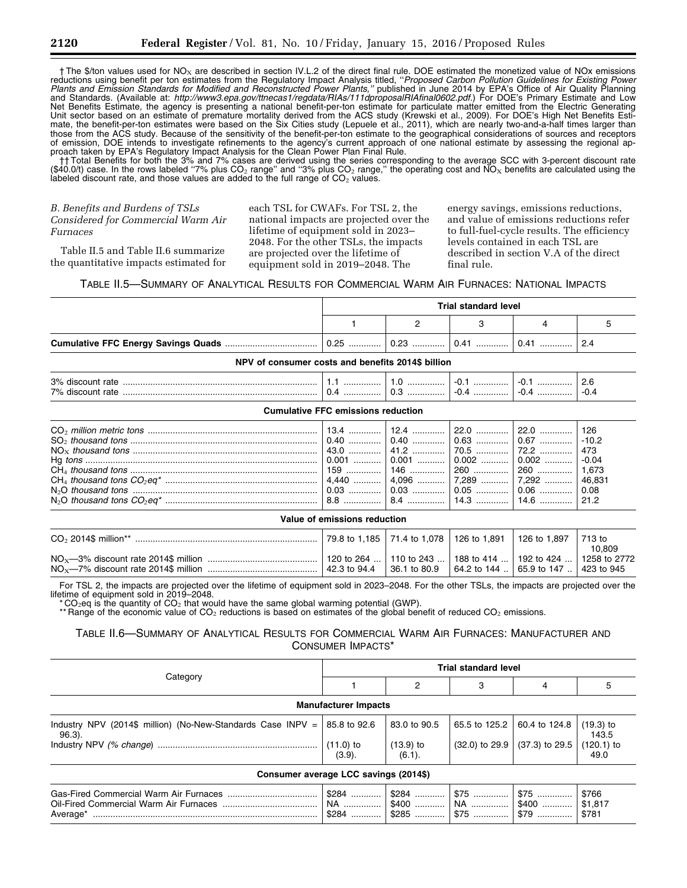† The \$/ton values used for $NO_X$ are described in section IV.L.2 of the direct final rule. DOE estimated the monetized value of NOx emissions reductions using benefit per ton estimates from the Regulatory Impact Analysis titled, "*Proposed Carbon Pollution Guidelines for Existing Power Plants and Emission Standards for Modified and Reconstructed Power Plants,*" published in June 2014 by EPA's Office of Air Quality Planning and Standards. (Available at: *http://www3.epa.gov/ttnecas1/regdata/RIAs/111dproposalRIAfinal0602.pdf.*) For DOE's Primary Estimate and Low Net Benefits Estimate, the agency is presenting a national benefit-per-ton estimate for particulate matter emitted from the Electric Generating Unit sector based on an estimate of premature mortality derived from the ACS study (Krewski et al., 2009). For DOE's High Net Benefits Estimate, the benefit-per-ton estimates were based on the Six Cities study (Lepuele et al., 2011), which are nearly two-and-a-half times larger than those from the ACS study. Because of the sensitivity of the benefit-per-ton estimate to the geographical considerations of sources and receptors of emission, DOE intends to investigate refinements to the agency's current approach of one national estimate by assessing the regional approach taken by EPA's Regulatory Impact Analysis for the Clean Power Plan Final Rule.

†† Total Benefits for both the 3% and 7% cases are derived using the series corresponding to the average SCC with 3-percent discount rate (\$40.0/t) case. In the rows labeled "7% plus $CO_2$ range" and "3% plus $CO_2$ range," the operating cost and $NO_X$ benefits are calculated using the labeled discount rate, and those values are added to the full range of $CO_2$ values.

*B. Benefits and Burdens of TSLs Considered for Commercial Warm Air Furnaces*

Table II.5 and Table II.6 summarize the quantitative impacts estimated for each TSL for CWAFs. For TSL 2, the national impacts are projected over the lifetime of equipment sold in 2023–2048. For the other TSLs, the impacts are projected over the lifetime of equipment sold in 2019–2048. The energy savings, emissions reductions, and value of emissions reductions refer to full-fuel-cycle results. The efficiency levels contained in each TSL are described in section V.A of the direct final rule.

TABLE II.5—SUMMARY OF ANALYTICAL RESULTS FOR COMMERCIAL WARM AIR FURNACES: NATIONAL IMPACTS

| | Trial standard level | | | | |
|---|---|---|---|---|---|
| | 1 | 2 | 3 | 4 | 5 |
| **Cumulative FFC Energy Savings Quads** | 0.25 | 0.23 | 0.41 | 0.41 | 2.4 |
| **NPV of consumer costs and benefits 2014\$ billion** | | | | | |
| 3% discount rate | 1.1 | 1.0 | -0.1 | -0.1 | 2.6 |
| 7% discount rate | 0.4 | 0.3 | -0.4 | -0.4 | -0.4 |
| **Cumulative FFC emissions reduction** | | | | | |
| $CO_2$ *million metric tons* | 13.4 | 12.4 | 22.0 | 22.0 | 126 |
| $SO_2$ *thousand tons* | 0.40 | 0.40 | 0.63 | 0.67 | -10.2 |
| $NO_X$ *thousand tons* | 43.0 | 41.2 | 70.5 | 72.2 | 473 |
| Hg *tons* | 0.001 | 0.001 | 0.002 | 0.002 | -0.04 |
| $CH_4$ *thousand tons* | 159 | 146 | 260 | 260 | 1,673 |
| $CH_4$ *thousand tons* $CO_2eq$* | 4,440 | 4,096 | 7,289 | 7,292 | 46,831 |
| $N_2O$ *thousand tons* | 0.03 | 0.03 | 0.05 | 0.06 | 0.08 |
| $N_2O$ *thousand tons* $CO_2eq$* | 8.8 | 8.4 | 14.3 | 14.6 | 21.2 |
| **Value of emissions reduction** | | | | | |
| $CO_2$ 2014\$ million** | 79.8 to 1,185 | 71.4 to 1,078 | 126 to 1,891 | 126 to 1,897 | 713 to 10,809 |
| $NO_X$—3% discount rate 2014\$ million | 120 to 264 | 110 to 243 | 188 to 414 | 192 to 424 | 1258 to 2772 |
| $NO_X$—7% discount rate 2014\$ million | 42.3 to 94.4 | 36.1 to 80.9 | 64.2 to 144 | 65.9 to 147 | 423 to 945 |

For TSL 2, the impacts are projected over the lifetime of equipment sold in 2023–2048. For the other TSLs, the impacts are projected over the lifetime of equipment sold in 2019–2048.

* $CO_2eq$ is the quantity of $CO_2$ that would have the same global warming potential (GWP).

** Range of the economic value of $CO_2$ reductions is based on estimates of the global benefit of reduced $CO_2$ emissions.

TABLE II.6—SUMMARY OF ANALYTICAL RESULTS FOR COMMERCIAL WARM AIR FURNACES: MANUFACTURER AND CONSUMER IMPACTS*

| Category | Trial standard level | | | | |
|---|---|---|---|---|---|
| | 1 | 2 | 3 | 4 | 5 |
| **Manufacturer Impacts** | | | | | |
| Industry NPV (2014\$ million) (No-New-Standards Case INPV = 96.3). | 85.8 to 92.6 | 83.0 to 90.5 | 65.5 to 125.2 | 60.4 to 124.8 | (19.3) to 143.5 |
| Industry NPV *(% change*) | (11.0) to (3.9). | (13.9) to (6.1). | (32.0) to 29.9 | (37.3) to 29.5 | (120.1) to 49.0 |
| **Consumer average LCC savings (2014\$)** | | | | | |
| Gas-Fired Commercial Warm Air Furnaces | \$284 | \$284 | \$75 | \$75 | \$766 |
| Oil-Fired Commercial Warm Air Furnaces | NA | \$400 | NA | \$400 | \$1,817 |
| Average* | \$284 | \$285 | \$75 | \$79 | \$781 |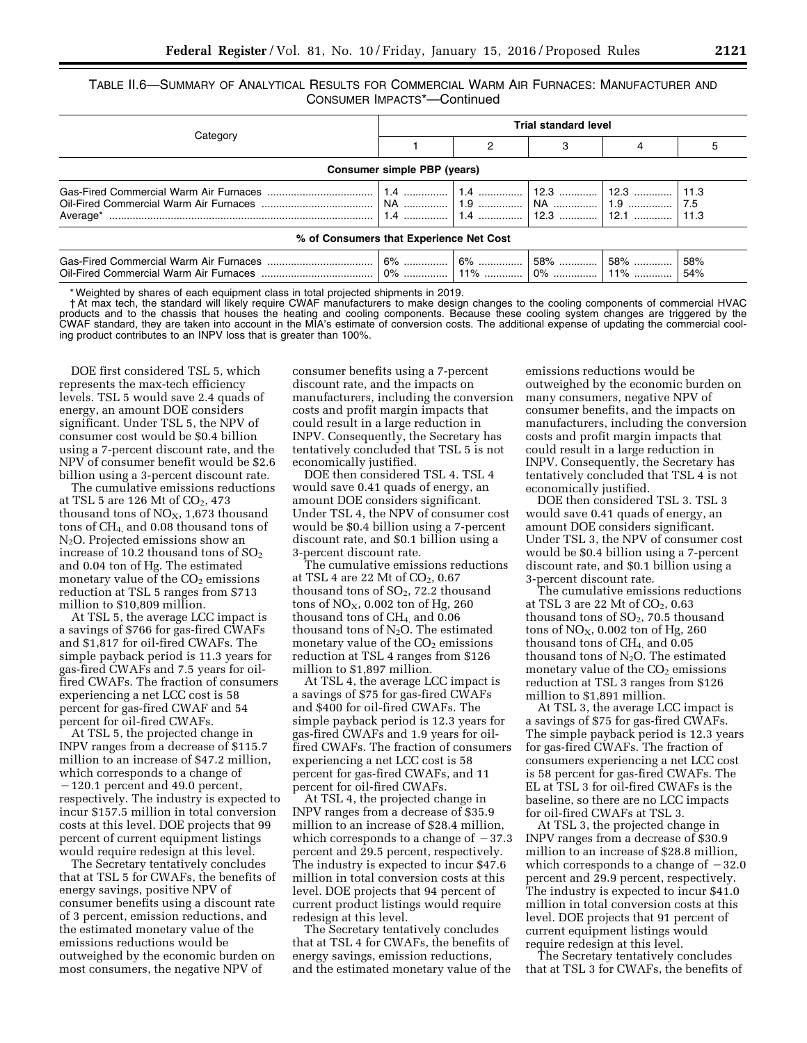TABLE II.6—SUMMARY OF ANALYTICAL RESULTS FOR COMMERCIAL WARM AIR FURNACES: MANUFACTURER AND CONSUMER IMPACTS*—Continued

| Category | Trial standard level | | | | |
|---|---|---|---|---|---|
| | 1 | 2 | 3 | 4 | 5 |
| **Consumer simple PBP (years)** | | | | | |
| Gas-Fired Commercial Warm Air Furnaces | 1.4 | 1.4 | 12.3 | 12.3 | 11.3 |
| Oil-Fired Commercial Warm Air Furnaces | NA | 1.9 | NA | 1.9 | 7.5 |
| Average* | 1.4 | 1.4 | 12.3 | 12.1 | 11.3 |
| **% of Consumers that Experience Net Cost** | | | | | |
| Gas-Fired Commercial Warm Air Furnaces | 6% | 6% | 58% | 58% | 58% |
| Oil-Fired Commercial Warm Air Furnaces | 0% | 11% | 0% | 11% | 54% |

* Weighted by shares of each equipment class in total projected shipments in 2019.

† At max tech, the standard will likely require CWAF manufacturers to make design changes to the cooling components of commercial HVAC products and to the chassis that houses the heating and cooling components. Because these cooling system changes are triggered by the CWAF standard, they are taken into account in the MIA's estimate of conversion costs. The additional expense of updating the commercial cooling product contributes to an INPV loss that is greater than 100%.

DOE first considered TSL 5, which represents the max-tech efficiency levels. TSL 5 would save 2.4 quads of energy, an amount DOE considers significant. Under TSL 5, the NPV of consumer cost would be $0.4 billion using a 7-percent discount rate, and the NPV of consumer benefit would be $2.6 billion using a 3-percent discount rate.

The cumulative emissions reductions at TSL 5 are 126 Mt of $CO_2$, 473 thousand tons of $NO_X$, 1,673 thousand tons of $CH_4$, and 0.08 thousand tons of $N_2O$. Projected emissions show an increase of 10.2 thousand tons of $SO_2$ and 0.04 ton of Hg. The estimated monetary value of the $CO_2$ emissions reduction at TSL 5 ranges from $713 million to $10,809 million.

At TSL 5, the average LCC impact is a savings of $766 for gas-fired CWAFs and $1,817 for oil-fired CWAFs. The simple payback period is 11.3 years for gas-fired CWAFs and 7.5 years for oil-fired CWAFs. The fraction of consumers experiencing a net LCC cost is 58 percent for gas-fired CWAF and 54 percent for oil-fired CWAFs.

At TSL 5, the projected change in INPV ranges from a decrease of $115.7 million to an increase of $47.2 million, which corresponds to a change of −120.1 percent and 49.0 percent, respectively. The industry is expected to incur $157.5 million in total conversion costs at this level. DOE projects that 99 percent of current equipment listings would require redesign at this level.

The Secretary tentatively concludes that at TSL 5 for CWAFs, the benefits of energy savings, positive NPV of consumer benefits using a discount rate of 3 percent, emission reductions, and the estimated monetary value of the emissions reductions would be outweighed by the economic burden on most consumers, the negative NPV of consumer benefits using a 7-percent discount rate, and the impacts on manufacturers, including the conversion costs and profit margin impacts that could result in a large reduction in INPV. Consequently, the Secretary has tentatively concluded that TSL 5 is not economically justified.

DOE then considered TSL 4. TSL 4 would save 0.41 quads of energy, an amount DOE considers significant. Under TSL 4, the NPV of consumer cost would be $0.4 billion using a 7-percent discount rate, and $0.1 billion using a 3-percent discount rate.

The cumulative emissions reductions at TSL 4 are 22 Mt of $CO_2$, 0.67 thousand tons of $SO_2$, 72.2 thousand tons of $NO_X$, 0.002 ton of Hg, 260 thousand tons of $CH_4$, and 0.06 thousand tons of $N_2O$. The estimated monetary value of the $CO_2$ emissions reduction at TSL 4 ranges from $126 million to $1,897 million.

At TSL 4, the average LCC impact is a savings of $75 for gas-fired CWAFs and $400 for oil-fired CWAFs. The simple payback period is 12.3 years for gas-fired CWAFs and 1.9 years for oil-fired CWAFs. The fraction of consumers experiencing a net LCC cost is 58 percent for gas-fired CWAFs, and 11 percent for oil-fired CWAFs.

At TSL 4, the projected change in INPV ranges from a decrease of $35.9 million to an increase of $28.4 million, which corresponds to a change of −37.3 percent and 29.5 percent, respectively. The industry is expected to incur $47.6 million in total conversion costs at this level. DOE projects that 94 percent of current product listings would require redesign at this level.

The Secretary tentatively concludes that at TSL 4 for CWAFs, the benefits of energy savings, emission reductions, and the estimated monetary value of the emissions reductions would be outweighed by the economic burden on many consumers, negative NPV of consumer benefits, and the impacts on manufacturers, including the conversion costs and profit margin impacts that could result in a large reduction in INPV. Consequently, the Secretary has tentatively concluded that TSL 4 is not economically justified.

DOE then considered TSL 3. TSL 3 would save 0.41 quads of energy, an amount DOE considers significant. Under TSL 3, the NPV of consumer cost would be $0.4 billion using a 7-percent discount rate, and $0.1 billion using a 3-percent discount rate.

The cumulative emissions reductions at TSL 3 are 22 Mt of $CO_2$, 0.63 thousand tons of $SO_2$, 70.5 thousand tons of $NO_X$, 0.002 ton of Hg, 260 thousand tons of $CH_4$, and 0.05 thousand tons of $N_2O$. The estimated monetary value of the $CO_2$ emissions reduction at TSL 3 ranges from $126 million to $1,891 million.

At TSL 3, the average LCC impact is a savings of $75 for gas-fired CWAFs. The simple payback period is 12.3 years for gas-fired CWAFs. The fraction of consumers experiencing a net LCC cost is 58 percent for gas-fired CWAFs. The EL at TSL 3 for oil-fired CWAFs is the baseline, so there are no LCC impacts for oil-fired CWAFs at TSL 3.

At TSL 3, the projected change in INPV ranges from a decrease of $30.9 million to an increase of $28.8 million, which corresponds to a change of −32.0 percent and 29.9 percent, respectively. The industry is expected to incur $41.0 million in total conversion costs at this level. DOE projects that 91 percent of current equipment listings would require redesign at this level.

The Secretary tentatively concludes that at TSL 3 for CWAFs, the benefits of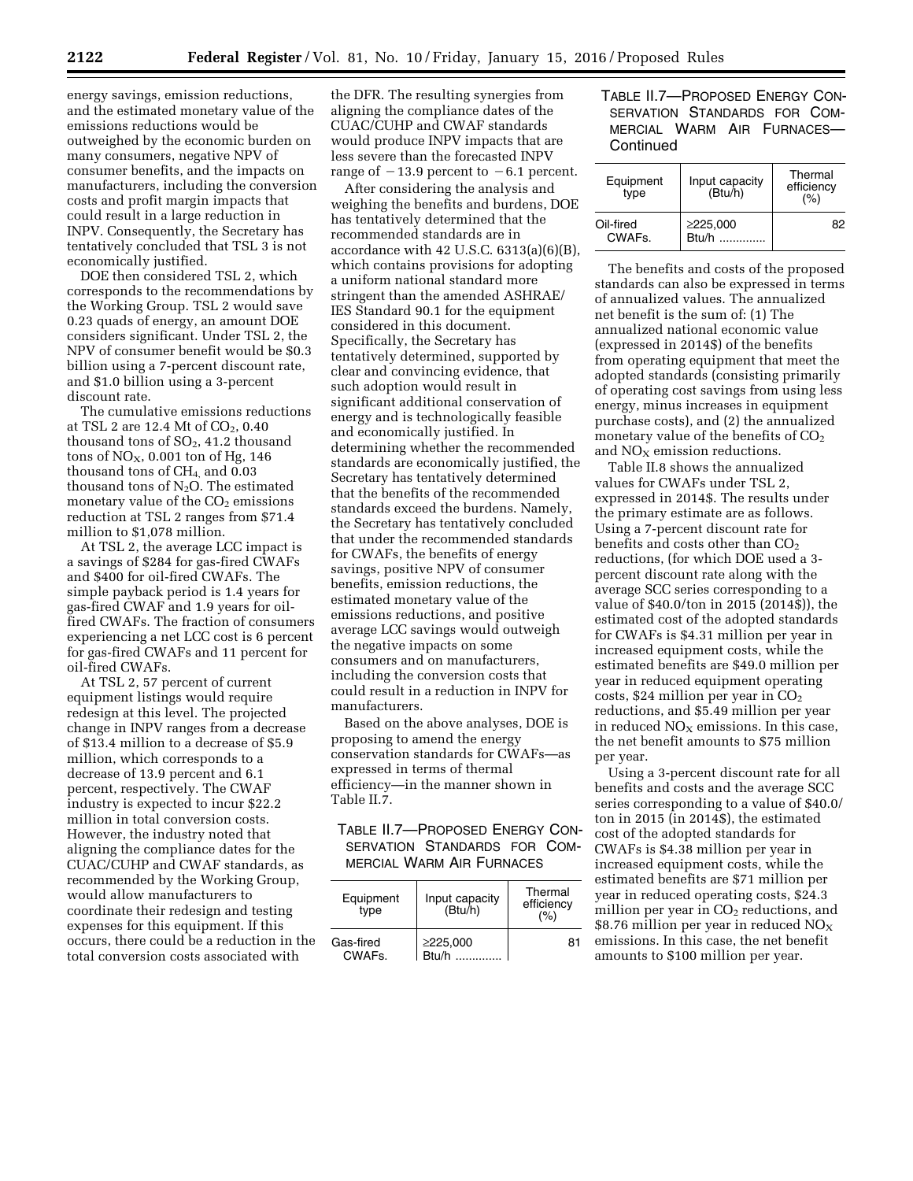energy savings, emission reductions, and the estimated monetary value of the emissions reductions would be outweighed by the economic burden on many consumers, negative NPV of consumer benefits, and the impacts on manufacturers, including the conversion costs and profit margin impacts that could result in a large reduction in INPV. Consequently, the Secretary has tentatively concluded that TSL 3 is not economically justified.

DOE then considered TSL 2, which corresponds to the recommendations by the Working Group. TSL 2 would save 0.23 quads of energy, an amount DOE considers significant. Under TSL 2, the NPV of consumer benefit would be $0.3 billion using a 7-percent discount rate, and $1.0 billion using a 3-percent discount rate.

The cumulative emissions reductions at TSL 2 are 12.4 Mt of $CO_2$, 0.40 thousand tons of $SO_2$, 41.2 thousand tons of $NO_X$, 0.001 ton of Hg, 146 thousand tons of $CH_4$, and 0.03 thousand tons of $N_2O$. The estimated monetary value of the $CO_2$ emissions reduction at TSL 2 ranges from $71.4 million to $1,078 million.

At TSL 2, the average LCC impact is a savings of $284 for gas-fired CWAFs and $400 for oil-fired CWAFs. The simple payback period is 1.4 years for gas-fired CWAF and 1.9 years for oil-fired CWAFs. The fraction of consumers experiencing a net LCC cost is 6 percent for gas-fired CWAFs and 11 percent for oil-fired CWAFs.

At TSL 2, 57 percent of current equipment listings would require redesign at this level. The projected change in INPV ranges from a decrease of $13.4 million to a decrease of $5.9 million, which corresponds to a decrease of 13.9 percent and 6.1 percent, respectively. The CWAF industry is expected to incur $22.2 million in total conversion costs. However, the industry noted that aligning the compliance dates for the CUAC/CUHP and CWAF standards, as recommended by the Working Group, would allow manufacturers to coordinate their redesign and testing expenses for this equipment. If this occurs, there could be a reduction in the total conversion costs associated with the DFR. The resulting synergies from aligning the compliance dates of the CUAC/CUHP and CWAF standards would produce INPV impacts that are less severe than the forecasted INPV range of −13.9 percent to −6.1 percent.

After considering the analysis and weighing the benefits and burdens, DOE has tentatively determined that the recommended standards are in accordance with 42 U.S.C. 6313(a)(6)(B), which contains provisions for adopting a uniform national standard more stringent than the amended ASHRAE/IES Standard 90.1 for the equipment considered in this document. Specifically, the Secretary has tentatively determined, supported by clear and convincing evidence, that such adoption would result in significant additional conservation of energy and is technologically feasible and economically justified. In determining whether the recommended standards are economically justified, the Secretary has tentatively determined that the benefits of the recommended standards exceed the burdens. Namely, the Secretary has tentatively concluded that under the recommended standards for CWAFs, the benefits of energy savings, positive NPV of consumer benefits, emission reductions, the estimated monetary value of the emissions reductions, and positive average LCC savings would outweigh the negative impacts on some consumers and on manufacturers, including the conversion costs that could result in a reduction in INPV for manufacturers.

Based on the above analyses, DOE is proposing to amend the energy conservation standards for CWAFs—as expressed in terms of thermal efficiency—in the manner shown in Table II.7.

TABLE II.7—PROPOSED ENERGY CONSERVATION STANDARDS FOR COMMERCIAL WARM AIR FURNACES

| Equipment type | Input capacity (Btu/h) | Thermal efficiency (%) |
|---|---|---|
| Gas-fired CWAFs. | ≥225,000 Btu/h .............. | 81 |
| Oil-fired CWAFs. | ≥225,000 Btu/h .............. | 82 |

The benefits and costs of the proposed standards can also be expressed in terms of annualized values. The annualized net benefit is the sum of: (1) The annualized national economic value (expressed in 2014$) of the benefits from operating equipment that meet the adopted standards (consisting primarily of operating cost savings from using less energy, minus increases in equipment purchase costs), and (2) the annualized monetary value of the benefits of $CO_2$ and $NO_X$ emission reductions.

Table II.8 shows the annualized values for CWAFs under TSL 2, expressed in 2014$. The results under the primary estimate are as follows. Using a 7-percent discount rate for benefits and costs other than $CO_2$ reductions, (for which DOE used a 3-percent discount rate along with the average SCC series corresponding to a value of $40.0/ton in 2015 (2014$)), the estimated cost of the adopted standards for CWAFs is $4.31 million per year in increased equipment costs, while the estimated benefits are $49.0 million per year in reduced equipment operating costs, $24 million per year in $CO_2$ reductions, and $5.49 million per year in reduced $NO_X$ emissions. In this case, the net benefit amounts to $75 million per year.

Using a 3-percent discount rate for all benefits and costs and the average SCC series corresponding to a value of $40.0/ton in 2015 (in 2014$), the estimated cost of the adopted standards for CWAFs is $4.38 million per year in increased equipment costs, while the estimated benefits are $71 million per year in reduced operating costs, $24.3 million per year in $CO_2$ reductions, and $8.76 million per year in reduced $NO_X$ emissions. In this case, the net benefit amounts to $100 million per year.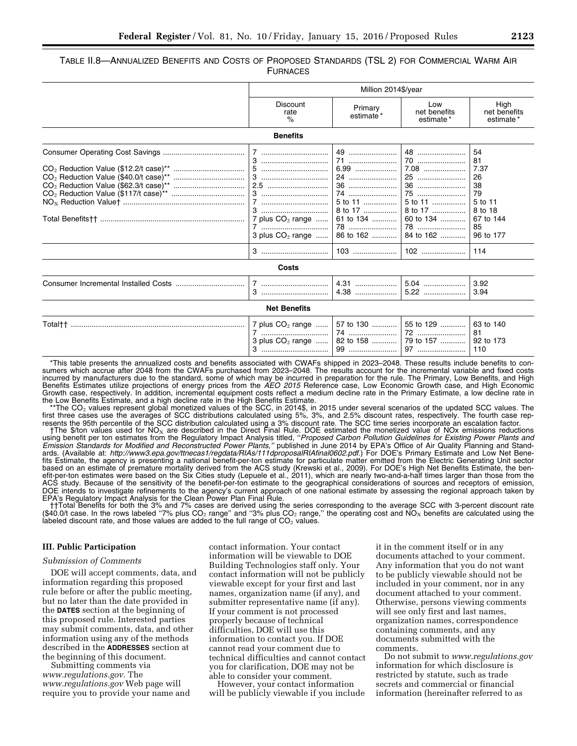TABLE II.8—ANNUALIZED BENEFITS AND COSTS OF PROPOSED STANDARDS (TSL 2) FOR COMMERCIAL WARM AIR FURNACES

| | Million 2014$/year | | | |
|---|---|---|---|---|
| | Discount rate % | Primary estimate * | Low net benefits estimate * | High net benefits estimate * |
| **Benefits** | | | | |
| Consumer Operating Cost Savings | 7 | 49 | 48 | 54 |
| | 3 | 71 | 70 | 81 |
| $CO_2$ Reduction Value ($12.2/t case)** | 5 | 6.99 | 7.08 | 7.37 |
| $CO_2$ Reduction Value ($40.0/t case)** | 3 | 24 | 25 | 26 |
| $CO_2$ Reduction Value ($62.3/t case)** | 2.5 | 36 | 36 | 38 |
| $CO_2$ Reduction Value ($117/t case)** | 3 | 74 | 75 | 79 |
| $NO_X$ Reduction Value† | 7 | 5 to 11 | 5 to 11 | 5 to 11 |
| | 3 | 8 to 17 | 8 to 17 | 8 to 18 |
| Total Benefits†† | 7 plus $CO_2$ range | 61 to 134 | 60 to 134 | 67 to 144 |
| | 7 | 78 | 78 | 85 |
| | 3 plus $CO_2$ range | 86 to 162 | 84 to 162 | 96 to 177 |
| | 3 | 103 | 102 | 114 |
| **Costs** | | | | |
| Consumer Incremental Installed Costs | 7 | 4.31 | 5.04 | 3.92 |
| | 3 | 4.38 | 5.22 | 3.94 |
| **Net Benefits** | | | | |
| Total†† | 7 plus $CO_2$ range | 57 to 130 | 55 to 129 | 63 to 140 |
| | 7 | 74 | 72 | 81 |
| | 3 plus $CO_2$ range | 82 to 158 | 79 to 157 | 92 to 173 |
| | 3 | 99 | 97 | 110 |

*This table presents the annualized costs and benefits associated with CWAFs shipped in 2023–2048. These results include benefits to consumers which accrue after 2048 from the CWAFs purchased from 2023–2048. The results account for the incremental variable and fixed costs incurred by manufacturers due to the standard, some of which may be incurred in preparation for the rule. The Primary, Low Benefits, and High Benefits Estimates utilize projections of energy prices from the *AEO 2015* Reference case, Low Economic Growth case, and High Economic Growth case, respectively. In addition, incremental equipment costs reflect a medium decline rate in the Primary Estimate, a low decline rate in the Low Benefits Estimate, and a high decline rate in the High Benefits Estimate.

**The $CO_2$ values represent global monetized values of the SCC, in 2014$, in 2015 under several scenarios of the updated SCC values. The first three cases use the averages of SCC distributions calculated using 5%, 3%, and 2.5% discount rates, respectively. The fourth case represents the 95th percentile of the SCC distribution calculated using a 3% discount rate. The SCC time series incorporate an escalation factor.

†The $/ton values used for $NO_X$ are described in the Direct Final Rule. DOE estimated the monetized value of NOx emissions reductions using benefit per ton estimates from the Regulatory Impact Analysis titled, "*Proposed Carbon Pollution Guidelines for Existing Power Plants and Emission Standards for Modified and Reconstructed Power Plants,*" published in June 2014 by EPA's Office of Air Quality Planning and Standards. (Available at: *http://www3.epa.gov/ttnecas1/regdata/RIAs/111dproposalRIAfinal0602.pdf*.) For DOE's Primary Estimate and Low Net Benefits Estimate, the agency is presenting a national benefit-per-ton estimate for particulate matter emitted from the Electric Generating Unit sector based on an estimate of premature mortality derived from the ACS study (Krewski et al., 2009). For DOE's High Net Benefits Estimate, the benefit-per-ton estimates were based on the Six Cities study (Lepuele et al., 2011), which are nearly two-and-a-half times larger than those from the ACS study. Because of the sensitivity of the benefit-per-ton estimate to the geographical considerations of sources and receptors of emission, DOE intends to investigate refinements to the agency's current approach of one national estimate by assessing the regional approach taken by EPA's Regulatory Impact Analysis for the Clean Power Plan Final Rule.

††Total Benefits for both the 3% and 7% cases are derived using the series corresponding to the average SCC with 3-percent discount rate ($40.0/t case. In the rows labeled "7% plus $CO_2$ range" and "3% plus $CO_2$ range," the operating cost and $NO_X$ benefits are calculated using the labeled discount rate, and those values are added to the full range of $CO_2$ values.

## III. Public Participation

### *Submission of Comments*

DOE will accept comments, data, and information regarding this proposed rule before or after the public meeting, but no later than the date provided in the **DATES** section at the beginning of this proposed rule. Interested parties may submit comments, data, and other information using any of the methods described in the **ADDRESSES** section at the beginning of this document.

Submitting comments via *www.regulations.gov*. The *www.regulations.gov* Web page will require you to provide your name and contact information. Your contact information will be viewable to DOE Building Technologies staff only. Your contact information will not be publicly viewable except for your first and last names, organization name (if any), and submitter representative name (if any). If your comment is not processed properly because of technical difficulties, DOE will use this information to contact you. If DOE cannot read your comment due to technical difficulties and cannot contact you for clarification, DOE may not be able to consider your comment.

However, your contact information will be publicly viewable if you include it in the comment itself or in any documents attached to your comment. Any information that you do not want to be publicly viewable should not be included in your comment, nor in any document attached to your comment. Otherwise, persons viewing comments will see only first and last names, organization names, correspondence containing comments, and any documents submitted with the comments.

Do not submit to *www.regulations.gov* information for which disclosure is restricted by statute, such as trade secrets and commercial or financial information (hereinafter referred to as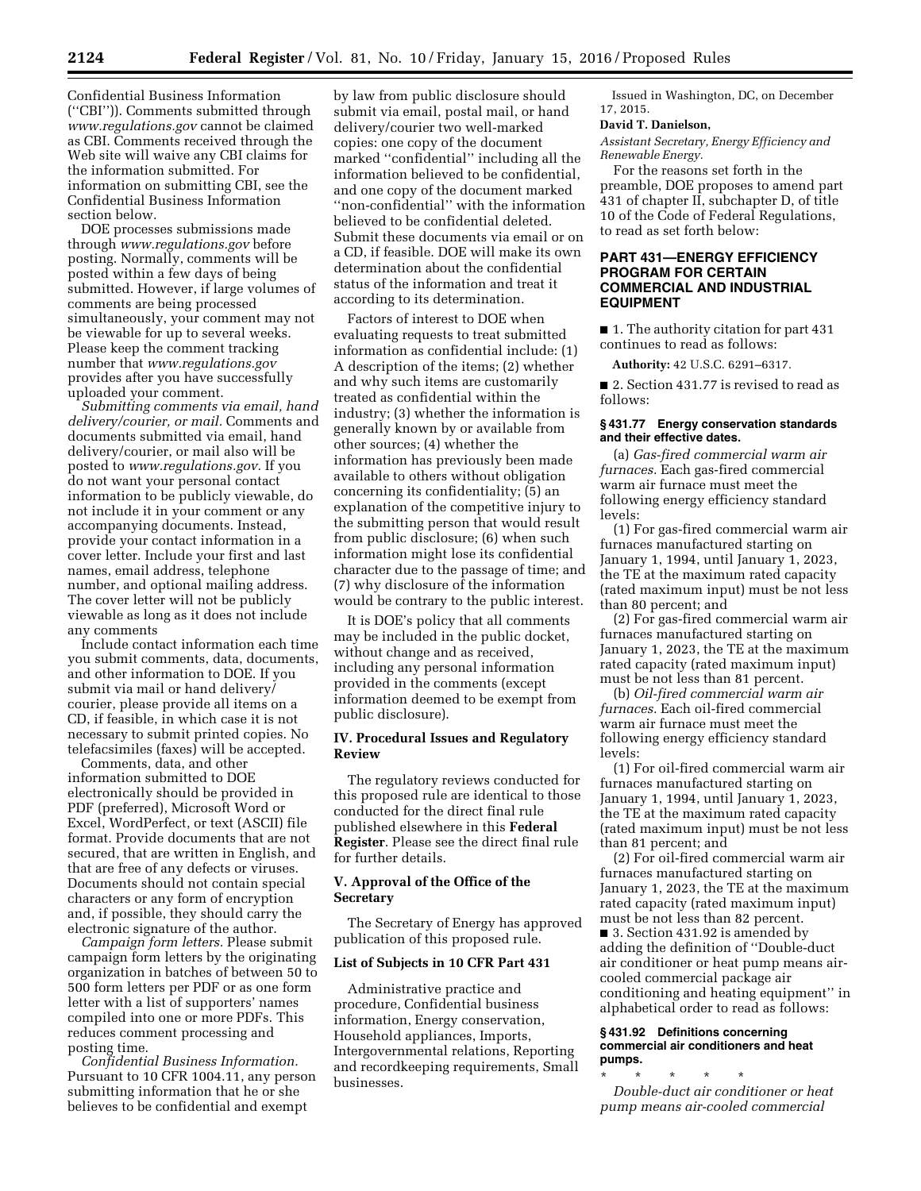Confidential Business Information (''CBI'')). Comments submitted through *www.regulations.gov* cannot be claimed as CBI. Comments received through the Web site will waive any CBI claims for the information submitted. For information on submitting CBI, see the Confidential Business Information section below.

DOE processes submissions made through *www.regulations.gov* before posting. Normally, comments will be posted within a few days of being submitted. However, if large volumes of comments are being processed simultaneously, your comment may not be viewable for up to several weeks. Please keep the comment tracking number that *www.regulations.gov* provides after you have successfully uploaded your comment.

*Submitting comments via email, hand delivery/courier, or mail.* Comments and documents submitted via email, hand delivery/courier, or mail also will be posted to *www.regulations.gov.* If you do not want your personal contact information to be publicly viewable, do not include it in your comment or any accompanying documents. Instead, provide your contact information in a cover letter. Include your first and last names, email address, telephone number, and optional mailing address. The cover letter will not be publicly viewable as long as it does not include any comments

Include contact information each time you submit comments, data, documents, and other information to DOE. If you submit via mail or hand delivery/courier, please provide all items on a CD, if feasible, in which case it is not necessary to submit printed copies. No telefacsimiles (faxes) will be accepted.

Comments, data, and other information submitted to DOE electronically should be provided in PDF (preferred), Microsoft Word or Excel, WordPerfect, or text (ASCII) file format. Provide documents that are not secured, that are written in English, and that are free of any defects or viruses. Documents should not contain special characters or any form of encryption and, if possible, they should carry the electronic signature of the author.

*Campaign form letters.* Please submit campaign form letters by the originating organization in batches of between 50 to 500 form letters per PDF or as one form letter with a list of supporters' names compiled into one or more PDFs. This reduces comment processing and posting time.

*Confidential Business Information.* Pursuant to 10 CFR 1004.11, any person submitting information that he or she believes to be confidential and exempt by law from public disclosure should submit via email, postal mail, or hand delivery/courier two well-marked copies: one copy of the document marked ''confidential'' including all the information believed to be confidential, and one copy of the document marked ''non-confidential'' with the information believed to be confidential deleted. Submit these documents via email or on a CD, if feasible. DOE will make its own determination about the confidential status of the information and treat it according to its determination.

Factors of interest to DOE when evaluating requests to treat submitted information as confidential include: (1) A description of the items; (2) whether and why such items are customarily treated as confidential within the industry; (3) whether the information is generally known by or available from other sources; (4) whether the information has previously been made available to others without obligation concerning its confidentiality; (5) an explanation of the competitive injury to the submitting person that would result from public disclosure; (6) when such information might lose its confidential character due to the passage of time; and (7) why disclosure of the information would be contrary to the public interest.

It is DOE's policy that all comments may be included in the public docket, without change and as received, including any personal information provided in the comments (except information deemed to be exempt from public disclosure).

## IV. Procedural Issues and Regulatory Review

The regulatory reviews conducted for this proposed rule are identical to those conducted for the direct final rule published elsewhere in this **Federal Register**. Please see the direct final rule for further details.

## V. Approval of the Office of the Secretary

The Secretary of Energy has approved publication of this proposed rule.

### List of Subjects in 10 CFR Part 431

Administrative practice and procedure, Confidential business information, Energy conservation, Household appliances, Imports, Intergovernmental relations, Reporting and recordkeeping requirements, Small businesses.

Issued in Washington, DC, on December 17, 2015.

**David T. Danielson,**

*Assistant Secretary, Energy Efficiency and Renewable Energy.*

For the reasons set forth in the preamble, DOE proposes to amend part 431 of chapter II, subchapter D, of title 10 of the Code of Federal Regulations, to read as set forth below:

## PART 431—ENERGY EFFICIENCY PROGRAM FOR CERTAIN COMMERCIAL AND INDUSTRIAL EQUIPMENT

■ 1. The authority citation for part 431 continues to read as follows:

**Authority:** 42 U.S.C. 6291–6317.

■ 2. Section 431.77 is revised to read as follows:

### § 431.77 Energy conservation standards and their effective dates.

(a) *Gas-fired commercial warm air furnaces.* Each gas-fired commercial warm air furnace must meet the following energy efficiency standard levels:

(1) For gas-fired commercial warm air furnaces manufactured starting on January 1, 1994, until January 1, 2023, the TE at the maximum rated capacity (rated maximum input) must be not less than 80 percent; and

(2) For gas-fired commercial warm air furnaces manufactured starting on January 1, 2023, the TE at the maximum rated capacity (rated maximum input) must be not less than 81 percent.

(b) *Oil-fired commercial warm air furnaces.* Each oil-fired commercial warm air furnace must meet the following energy efficiency standard levels:

(1) For oil-fired commercial warm air furnaces manufactured starting on January 1, 1994, until January 1, 2023, the TE at the maximum rated capacity (rated maximum input) must be not less than 81 percent; and

(2) For oil-fired commercial warm air furnaces manufactured starting on January 1, 2023, the TE at the maximum rated capacity (rated maximum input) must be not less than 82 percent.

■ 3. Section 431.92 is amended by adding the definition of ''Double-duct air conditioner or heat pump means air-cooled commercial package air conditioning and heating equipment'' in alphabetical order to read as follows:

### § 431.92 Definitions concerning commercial air conditioners and heat pumps.

\* \* \* \* \*

*Double-duct air conditioner or heat pump means air-cooled commercial*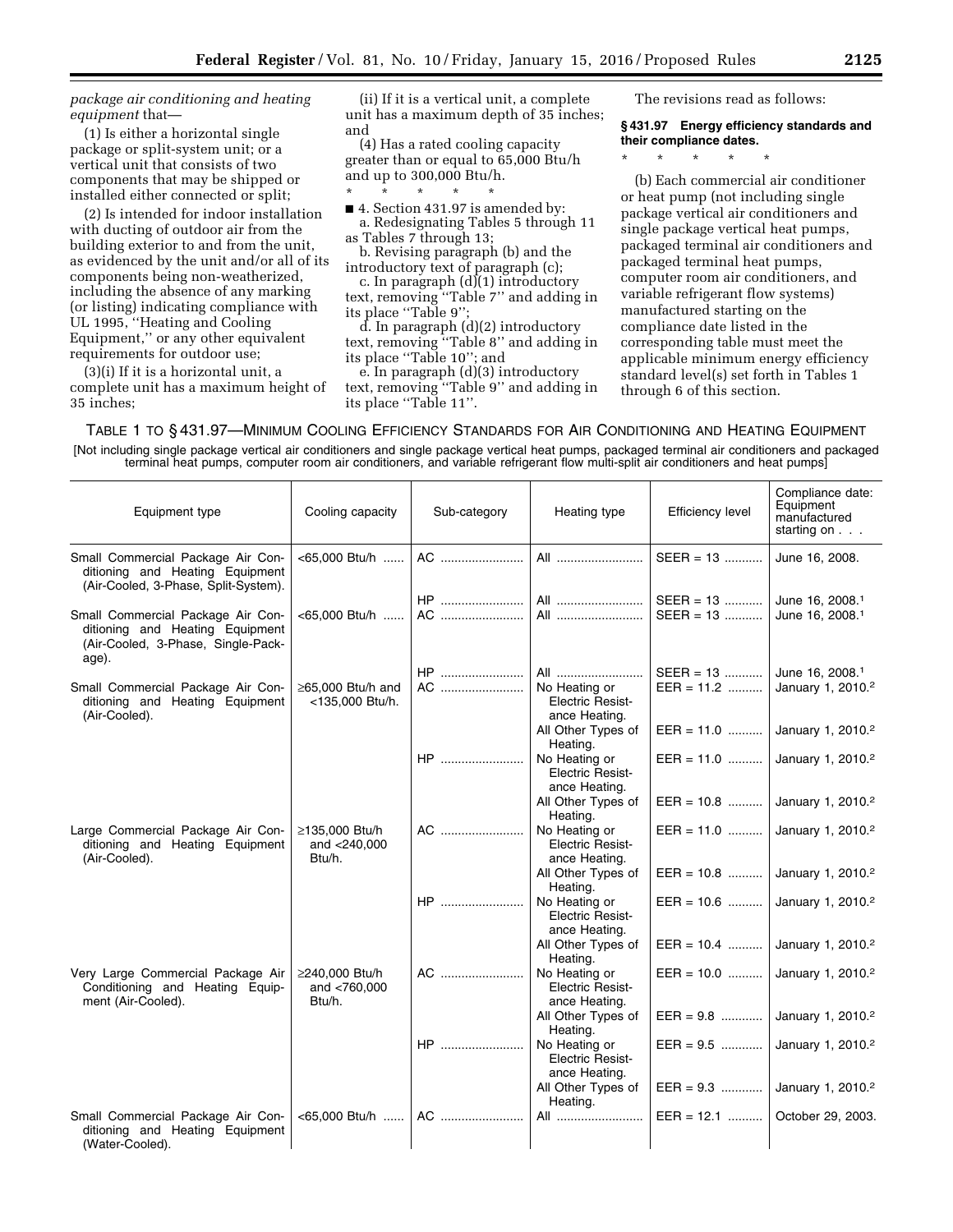*package air conditioning and heating equipment* that—

(1) Is either a horizontal single package or split-system unit; or a vertical unit that consists of two components that may be shipped or installed either connected or split;

(2) Is intended for indoor installation with ducting of outdoor air from the building exterior to and from the unit, as evidenced by the unit and/or all of its components being non-weatherized, including the absence of any marking (or listing) indicating compliance with UL 1995, ''Heating and Cooling Equipment,'' or any other equivalent requirements for outdoor use;

(3)(i) If it is a horizontal unit, a complete unit has a maximum height of 35 inches;

(ii) If it is a vertical unit, a complete unit has a maximum depth of 35 inches; and

(4) Has a rated cooling capacity greater than or equal to 65,000 Btu/h and up to 300,000 Btu/h.

\* \* \* \* \*

■ 4. Section 431.97 is amended by:

a. Redesignating Tables 5 through 11 as Tables 7 through 13;

b. Revising paragraph (b) and the introductory text of paragraph (c);

c. In paragraph (d)(1) introductory text, removing ''Table 7'' and adding in its place ''Table 9'';

d. In paragraph (d)(2) introductory text, removing ''Table 8'' and adding in its place ''Table 10''; and

e. In paragraph (d)(3) introductory text, removing ''Table 9'' and adding in its place ''Table 11''.

The revisions read as follows:

**§ 431.97 Energy efficiency standards and their compliance dates.**

\* \* \* \* \*

(b) Each commercial air conditioner or heat pump (not including single package vertical air conditioners and single package vertical heat pumps, packaged terminal air conditioners and packaged terminal heat pumps, computer room air conditioners, and variable refrigerant flow systems) manufactured starting on the compliance date listed in the corresponding table must meet the applicable minimum energy efficiency standard level(s) set forth in Tables 1 through 6 of this section.

TABLE 1 TO § 431.97—MINIMUM COOLING EFFICIENCY STANDARDS FOR AIR CONDITIONING AND HEATING EQUIPMENT

[Not including single package vertical air conditioners and single package vertical heat pumps, packaged terminal air conditioners and packaged terminal heat pumps, computer room air conditioners, and variable refrigerant flow multi-split air conditioners and heat pumps]

| Equipment type | Cooling capacity | Sub-category | Heating type | Efficiency level | Compliance date: Equipment manufactured starting on . . . |
|---|---|---|---|---|---|
| Small Commercial Package Air Conditioning and Heating Equipment (Air-Cooled, 3-Phase, Split-System). | <65,000 Btu/h | AC | All | SEER = 13 | June 16, 2008. |
| | | HP | All | SEER = 13 | June 16, 2008.[1] |
| Small Commercial Package Air Conditioning and Heating Equipment (Air-Cooled, 3-Phase, Single-Package). | <65,000 Btu/h | AC | All | SEER = 13 | June 16, 2008.[1] |
| | | HP | All | SEER = 13 | June 16, 2008.[1] |
| Small Commercial Package Air Conditioning and Heating Equipment (Air-Cooled). | ≥65,000 Btu/h and <135,000 Btu/h. | AC | No Heating or Electric Resistance Heating. | EER = 11.2 | January 1, 2010.[2] |
| | | | All Other Types of Heating. | EER = 11.0 | January 1, 2010.[2] |
| | | HP | No Heating or Electric Resistance Heating. | EER = 11.0 | January 1, 2010.[2] |
| | | | All Other Types of Heating. | EER = 10.8 | January 1, 2010.[2] |
| Large Commercial Package Air Conditioning and Heating Equipment (Air-Cooled). | ≥135,000 Btu/h and <240,000 Btu/h. | AC | No Heating or Electric Resistance Heating. | EER = 11.0 | January 1, 2010.[2] |
| | | | All Other Types of Heating. | EER = 10.8 | January 1, 2010.[2] |
| | | HP | No Heating or Electric Resistance Heating. | EER = 10.6 | January 1, 2010.[2] |
| | | | All Other Types of Heating. | EER = 10.4 | January 1, 2010.[2] |
| Very Large Commercial Package Air Conditioning and Heating Equipment (Air-Cooled). | ≥240,000 Btu/h and <760,000 Btu/h. | AC | No Heating or Electric Resistance Heating. | EER = 10.0 | January 1, 2010.[2] |
| | | | All Other Types of Heating. | EER = 9.8 | January 1, 2010.[2] |
| | | HP | No Heating or Electric Resistance Heating. | EER = 9.5 | January 1, 2010.[2] |
| | | | All Other Types of Heating. | EER = 9.3 | January 1, 2010.[2] |
| Small Commercial Package Air Conditioning and Heating Equipment (Water-Cooled). | <65,000 Btu/h | AC | All | EER = 12.1 | October 29, 2003. |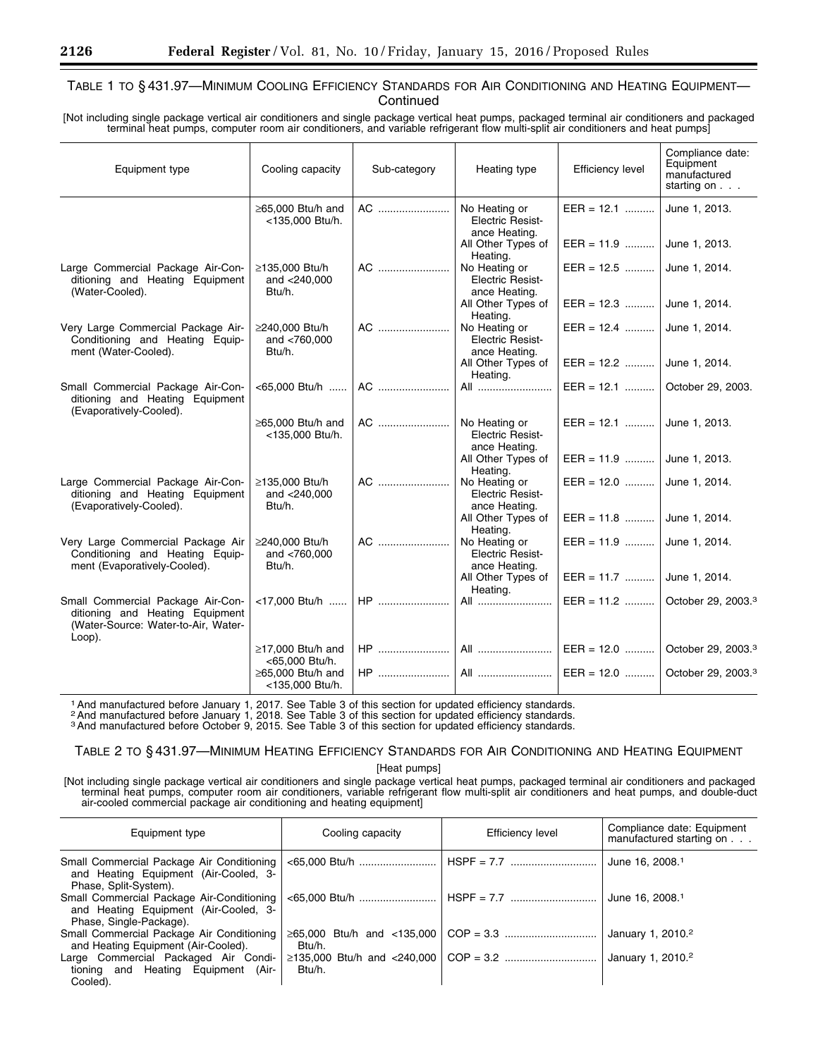TABLE 1 TO § 431.97—MINIMUM COOLING EFFICIENCY STANDARDS FOR AIR CONDITIONING AND HEATING EQUIPMENT—Continued

[Not including single package vertical air conditioners and single package vertical heat pumps, packaged terminal air conditioners and packaged terminal heat pumps, computer room air conditioners, and variable refrigerant flow multi-split air conditioners and heat pumps]

| Equipment type | Cooling capacity | Sub-category | Heating type | Efficiency level | Compliance date: Equipment manufactured starting on . . . |
|---|---|---|---|---|---|
| | ≥65,000 Btu/h and <135,000 Btu/h. | AC | No Heating or Electric Resistance Heating. | EER = 12.1 | June 1, 2013. |
| | | | All Other Types of Heating. | EER = 11.9 | June 1, 2013. |
| Large Commercial Package Air-Conditioning and Heating Equipment (Water-Cooled). | ≥135,000 Btu/h and <240,000 Btu/h. | AC | No Heating or Electric Resistance Heating. | EER = 12.5 | June 1, 2014. |
| | | | All Other Types of Heating. | EER = 12.3 | June 1, 2014. |
| Very Large Commercial Package Air-Conditioning and Heating Equipment (Water-Cooled). | ≥240,000 Btu/h and <760,000 Btu/h. | AC | No Heating or Electric Resistance Heating. | EER = 12.4 | June 1, 2014. |
| | | | All Other Types of Heating. | EER = 12.2 | June 1, 2014. |
| Small Commercial Package Air-Conditioning and Heating Equipment (Evaporatively-Cooled). | <65,000 Btu/h | AC | All | EER = 12.1 | October 29, 2003. |
| | ≥65,000 Btu/h and <135,000 Btu/h. | AC | No Heating or Electric Resistance Heating. | EER = 12.1 | June 1, 2013. |
| | | | All Other Types of Heating. | EER = 11.9 | June 1, 2013. |
| Large Commercial Package Air-Conditioning and Heating Equipment (Evaporatively-Cooled). | ≥135,000 Btu/h and <240,000 Btu/h. | AC | No Heating or Electric Resistance Heating. | EER = 12.0 | June 1, 2014. |
| | | | All Other Types of Heating. | EER = 11.8 | June 1, 2014. |
| Very Large Commercial Package Air Conditioning and Heating Equipment (Evaporatively-Cooled). | ≥240,000 Btu/h and <760,000 Btu/h. | AC | No Heating or Electric Resistance Heating. | EER = 11.9 | June 1, 2014. |
| | | | All Other Types of Heating. | EER = 11.7 | June 1, 2014. |
| Small Commercial Package Air-Conditioning and Heating Equipment (Water-Source: Water-to-Air, Water-Loop). | <17,000 Btu/h | HP | All | EER = 11.2 | October 29, 2003.[3] |
| | ≥17,000 Btu/h and <65,000 Btu/h. | HP | All | EER = 12.0 | October 29, 2003.[3] |
| | ≥65,000 Btu/h and <135,000 Btu/h. | HP | All | EER = 12.0 | October 29, 2003.[3] |

[1] And manufactured before January 1, 2017. See Table 3 of this section for updated efficiency standards.
[2] And manufactured before January 1, 2018. See Table 3 of this section for updated efficiency standards.
[3] And manufactured before October 9, 2015. See Table 3 of this section for updated efficiency standards.

TABLE 2 TO § 431.97—MINIMUM HEATING EFFICIENCY STANDARDS FOR AIR CONDITIONING AND HEATING EQUIPMENT

[Heat pumps]

[Not including single package vertical air conditioners and single package vertical heat pumps, packaged terminal air conditioners and packaged terminal heat pumps, computer room air conditioners, variable refrigerant flow multi-split air conditioners and heat pumps, and double-duct air-cooled commercial package air conditioning and heating equipment]

| Equipment type | Cooling capacity | Efficiency level | Compliance date: Equipment manufactured starting on . . . |
|---|---|---|---|
| Small Commercial Package Air Conditioning and Heating Equipment (Air-Cooled, 3-Phase, Split-System). | <65,000 Btu/h | HSPF = 7.7 | June 16, 2008.[1] |
| Small Commercial Package Air-Conditioning and Heating Equipment (Air-Cooled, 3-Phase, Single-Package). | <65,000 Btu/h | HSPF = 7.7 | June 16, 2008.[1] |
| Small Commercial Package Air Conditioning and Heating Equipment (Air-Cooled). | ≥65,000 Btu/h and <135,000 Btu/h. | COP = 3.3 | January 1, 2010.[2] |
| Large Commercial Packaged Air Conditioning and Heating Equipment (Air-Cooled). | ≥135,000 Btu/h and <240,000 Btu/h. | COP = 3.2 | January 1, 2010.[2] |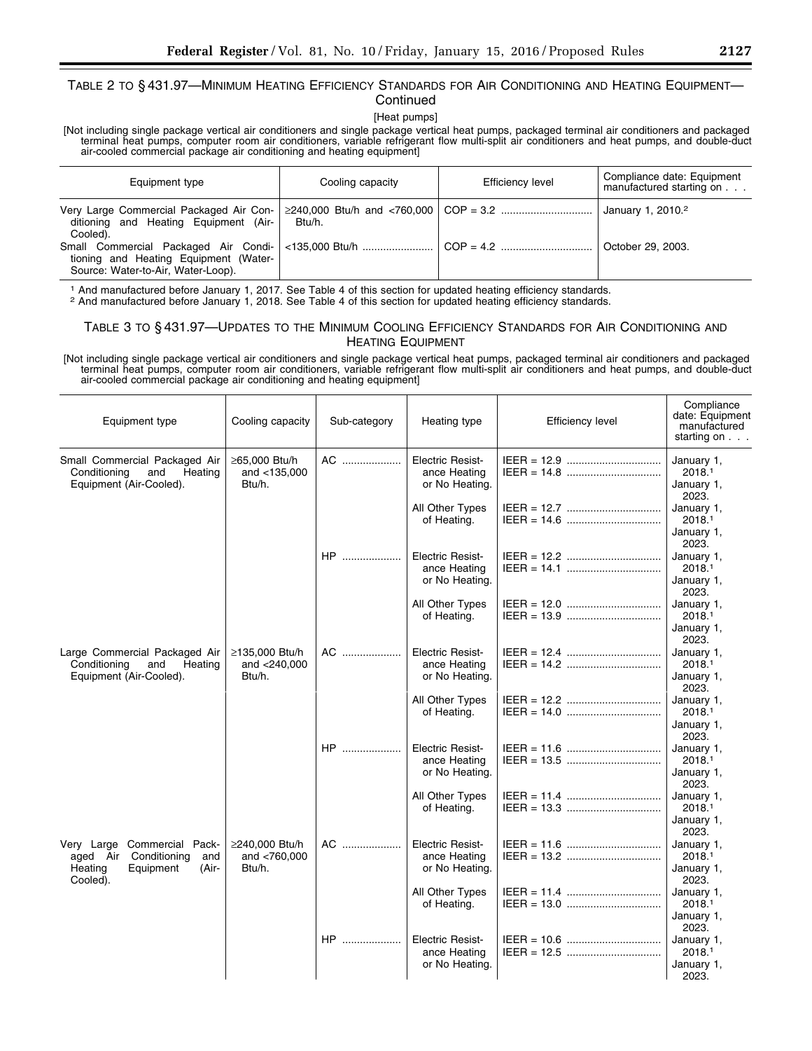TABLE 2 TO § 431.97—MINIMUM HEATING EFFICIENCY STANDARDS FOR AIR CONDITIONING AND HEATING EQUIPMENT—Continued

[Heat pumps]

[Not including single package vertical air conditioners and single package vertical heat pumps, packaged terminal air conditioners and packaged terminal heat pumps, computer room air conditioners, variable refrigerant flow multi-split air conditioners and heat pumps, and double-duct air-cooled commercial package air conditioning and heating equipment]

| Equipment type | Cooling capacity | Efficiency level | Compliance date: Equipment manufactured starting on . . . |
|---|---|---|---|
| Very Large Commercial Packaged Air Conditioning and Heating Equipment (Air-Cooled). | ≥240,000 Btu/h and <760,000 Btu/h. | COP = 3.2 | January 1, 2010.[2] |
| Small Commercial Packaged Air Conditioning and Heating Equipment (Water-Source: Water-to-Air, Water-Loop). | <135,000 Btu/h | COP = 4.2 | October 29, 2003. |

[1] And manufactured before January 1, 2017. See Table 4 of this section for updated heating efficiency standards.
[2] And manufactured before January 1, 2018. See Table 4 of this section for updated heating efficiency standards.

TABLE 3 TO § 431.97—UPDATES TO THE MINIMUM COOLING EFFICIENCY STANDARDS FOR AIR CONDITIONING AND HEATING EQUIPMENT

[Not including single package vertical air conditioners and single package vertical heat pumps, packaged terminal air conditioners and packaged terminal heat pumps, computer room air conditioners, variable refrigerant flow multi-split air conditioners and heat pumps, and double-duct air-cooled commercial package air conditioning and heating equipment]

| Equipment type | Cooling capacity | Sub-category | Heating type | Efficiency level | Compliance date: Equipment manufactured starting on . . . |
|---|---|---|---|---|---|
| Small Commercial Packaged Air Conditioning and Heating Equipment (Air-Cooled). | ≥65,000 Btu/h and <135,000 Btu/h. | AC | Electric Resistance Heating or No Heating. | IEER = 12.9<br>IEER = 14.8 | January 1, 2018.[1]<br>January 1, 2023. |
| | | | All Other Types of Heating. | IEER = 12.7<br>IEER = 14.6 | January 1, 2018.[1]<br>January 1, 2023. |
| | | HP | Electric Resistance Heating or No Heating. | IEER = 12.2<br>IEER = 14.1 | January 1, 2018.[1]<br>January 1, 2023. |
| | | | All Other Types of Heating. | IEER = 12.0<br>IEER = 13.9 | January 1, 2018.[1]<br>January 1, 2023. |
| Large Commercial Packaged Air Conditioning and Heating Equipment (Air-Cooled). | ≥135,000 Btu/h and <240,000 Btu/h. | AC | Electric Resistance Heating or No Heating. | IEER = 12.4<br>IEER = 14.2 | January 1, 2018.[1]<br>January 1, 2023. |
| | | | All Other Types of Heating. | IEER = 12.2<br>IEER = 14.0 | January 1, 2018.[1]<br>January 1, 2023. |
| | | HP | Electric Resistance Heating or No Heating. | IEER = 11.6<br>IEER = 13.5 | January 1, 2018.[1]<br>January 1, 2023. |
| | | | All Other Types of Heating. | IEER = 11.4<br>IEER = 13.3 | January 1, 2018.[1]<br>January 1, 2023. |
| Very Large Commercial Packaged Air Conditioning and Heating Equipment (Air-Cooled). | ≥240,000 Btu/h and <760,000 Btu/h. | AC | Electric Resistance Heating or No Heating. | IEER = 11.6<br>IEER = 13.2 | January 1, 2018.[1]<br>January 1, 2023. |
| | | | All Other Types of Heating. | IEER = 11.4<br>IEER = 13.0 | January 1, 2018.[1]<br>January 1, 2023. |
| | | HP | Electric Resistance Heating or No Heating. | IEER = 10.6<br>IEER = 12.5 | January 1, 2018.[1]<br>January 1, 2023. |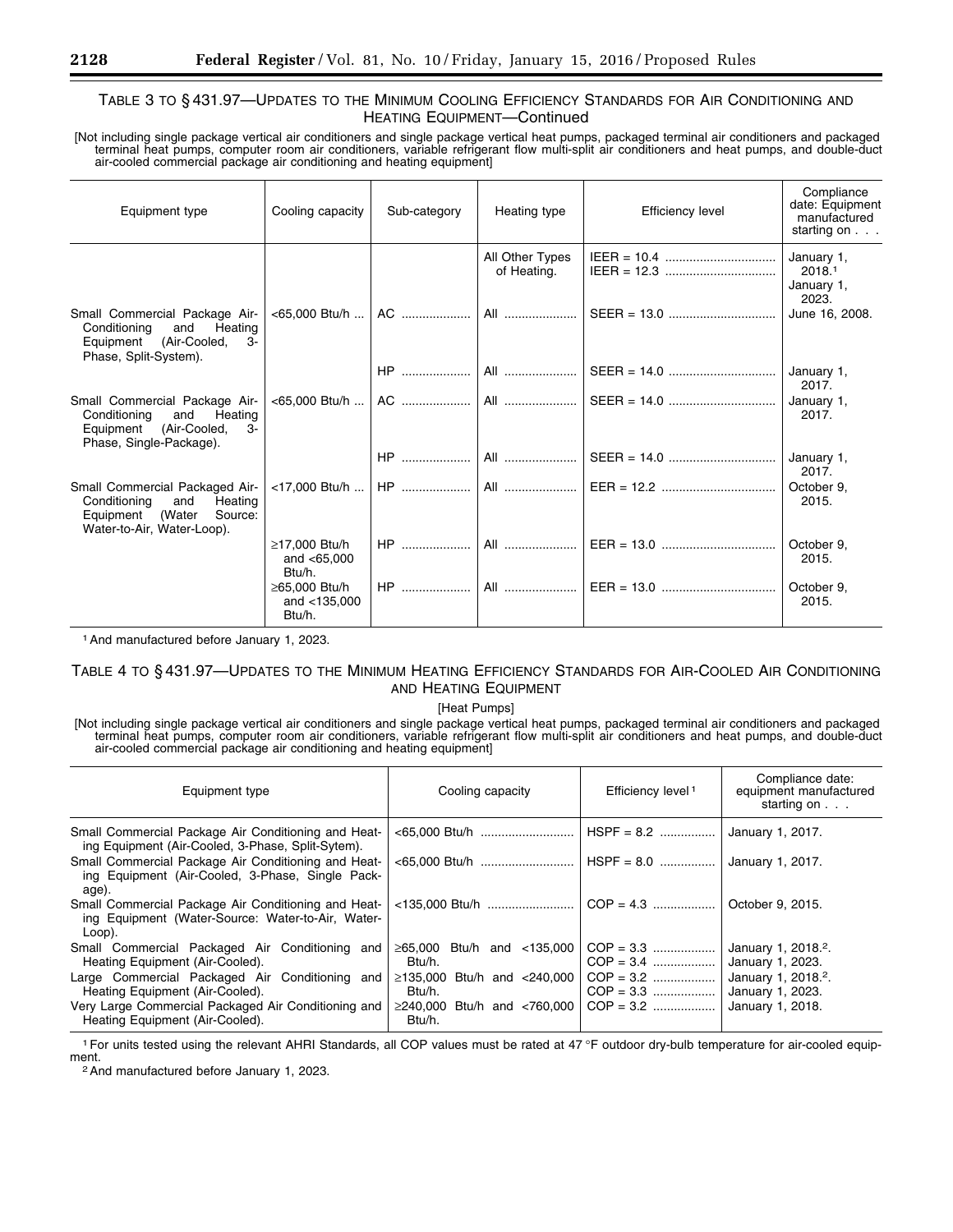### TABLE 3 TO § 431.97—UPDATES TO THE MINIMUM COOLING EFFICIENCY STANDARDS FOR AIR CONDITIONING AND HEATING EQUIPMENT—Continued

[Not including single package vertical air conditioners and single package vertical heat pumps, packaged terminal air conditioners and packaged terminal heat pumps, computer room air conditioners, variable refrigerant flow multi-split air conditioners and heat pumps, and double-duct air-cooled commercial package air conditioning and heating equipment]

| Equipment type | Cooling capacity | Sub-category | Heating type | Efficiency level | Compliance date: Equipment manufactured starting on . . . |
|---|---|---|---|---|---|
| | | | All Other Types of Heating. | IEER = 10.4<br>IEER = 12.3 | January 1, 2018.[1]<br>January 1, 2023. |
| Small Commercial Package Air-Conditioning and Heating Equipment (Air-Cooled, 3-Phase, Split-System). | <65,000 Btu/h | AC | All | SEER = 13.0 | June 16, 2008. |
| | | HP | All | SEER = 14.0 | January 1, 2017. |
| Small Commercial Package Air-Conditioning and Heating Equipment (Air-Cooled, 3-Phase, Single-Package). | <65,000 Btu/h | AC | All | SEER = 14.0 | January 1, 2017. |
| | | HP | All | SEER = 14.0 | January 1, 2017. |
| Small Commercial Packaged Air-Conditioning and Heating Equipment (Water Source: Water-to-Air, Water-Loop). | <17,000 Btu/h | HP | All | EER = 12.2 | October 9, 2015. |
| | ≥17,000 Btu/h and <65,000 Btu/h. | HP | All | EER = 13.0 | October 9, 2015. |
| | ≥65,000 Btu/h and <135,000 Btu/h. | HP | All | EER = 13.0 | October 9, 2015. |

[1] And manufactured before January 1, 2023.

### TABLE 4 TO § 431.97—UPDATES TO THE MINIMUM HEATING EFFICIENCY STANDARDS FOR AIR-COOLED AIR CONDITIONING AND HEATING EQUIPMENT

[Heat Pumps]

[Not including single package vertical air conditioners and single package vertical heat pumps, packaged terminal air conditioners and packaged terminal heat pumps, computer room air conditioners, variable refrigerant flow multi-split air conditioners and heat pumps, and double-duct air-cooled commercial package air conditioning and heating equipment]

| Equipment type | Cooling capacity | Efficiency level[1] | Compliance date: equipment manufactured starting on . . . |
|---|---|---|---|
| Small Commercial Package Air Conditioning and Heating Equipment (Air-Cooled, 3-Phase, Split-Sytem). | <65,000 Btu/h | HSPF = 8.2 | January 1, 2017. |
| Small Commercial Package Air Conditioning and Heating Equipment (Air-Cooled, 3-Phase, Single Package). | <65,000 Btu/h | HSPF = 8.0 | January 1, 2017. |
| Small Commercial Package Air Conditioning and Heating Equipment (Water-Source: Water-to-Air, Water-Loop). | <135,000 Btu/h | COP = 4.3 | October 9, 2015. |
| Small Commercial Packaged Air Conditioning and Heating Equipment (Air-Cooled). | ≥65,000 Btu/h and <135,000 Btu/h. | COP = 3.3<br>COP = 3.4 | January 1, 2018.[2]<br>January 1, 2023. |
| Large Commercial Packaged Air Conditioning and Heating Equipment (Air-Cooled). | ≥135,000 Btu/h and <240,000 Btu/h. | COP = 3.2<br>COP = 3.3 | January 1, 2018.[2]<br>January 1, 2023. |
| Very Large Commercial Packaged Air Conditioning and Heating Equipment (Air-Cooled). | ≥240,000 Btu/h and <760,000 Btu/h. | COP = 3.2 | January 1, 2018. |

[1] For units tested using the relevant AHRI Standards, all COP values must be rated at 47 °F outdoor dry-bulb temperature for air-cooled equipment.

[2] And manufactured before January 1, 2023.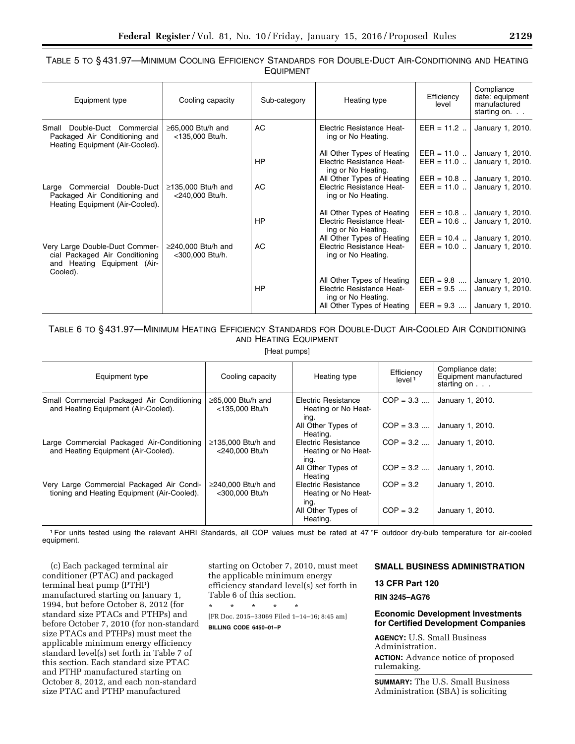TABLE 5 TO § 431.97—MINIMUM COOLING EFFICIENCY STANDARDS FOR DOUBLE-DUCT AIR-CONDITIONING AND HEATING EQUIPMENT

| Equipment type | Cooling capacity | Sub-category | Heating type | Efficiency level | Compliance date: equipment manufactured starting on. . . |
|---|---|---|---|---|---|
| Small Double-Duct Commercial Packaged Air Conditioning and Heating Equipment (Air-Cooled). | ≥65,000 Btu/h and <135,000 Btu/h. | AC | Electric Resistance Heating or No Heating. | EER = 11.2 .. | January 1, 2010. |
| | | | All Other Types of Heating | EER = 11.0 .. | January 1, 2010. |
| | | HP | Electric Resistance Heating or No Heating. | EER = 11.0 .. | January 1, 2010. |
| | | | All Other Types of Heating | EER = 10.8 .. | January 1, 2010. |
| Large Commercial Double-Duct Packaged Air Conditioning and Heating Equipment (Air-Cooled). | ≥135,000 Btu/h and <240,000 Btu/h. | AC | Electric Resistance Heating or No Heating. | EER = 11.0 .. | January 1, 2010. |
| | | | All Other Types of Heating | EER = 10.8 .. | January 1, 2010. |
| | | HP | Electric Resistance Heating or No Heating. | EER = 10.6 .. | January 1, 2010. |
| | | | All Other Types of Heating | EER = 10.4 .. | January 1, 2010. |
| Very Large Double-Duct Commercial Packaged Air Conditioning and Heating Equipment (Air-Cooled). | ≥240,000 Btu/h and <300,000 Btu/h. | AC | Electric Resistance Heating or No Heating. | EER = 10.0 .. | January 1, 2010. |
| | | | All Other Types of Heating | EER = 9.8 .... | January 1, 2010. |
| | | HP | Electric Resistance Heating or No Heating. | EER = 9.5 .... | January 1, 2010. |
| | | | All Other Types of Heating | EER = 9.3 .... | January 1, 2010. |

TABLE 6 TO § 431.97—MINIMUM HEATING EFFICIENCY STANDARDS FOR DOUBLE-DUCT AIR-COOLED AIR CONDITIONING AND HEATING EQUIPMENT

[Heat pumps]

| Equipment type | Cooling capacity | Heating type | Efficiency level [1] | Compliance date: Equipment manufactured starting on . . . |
|---|---|---|---|---|
| Small Commercial Packaged Air Conditioning and Heating Equipment (Air-Cooled). | ≥65,000 Btu/h and <135,000 Btu/h | Electric Resistance Heating or No Heating. | COP = 3.3 .... | January 1, 2010. |
| | | All Other Types of Heating. | COP = 3.3 .... | January 1, 2010. |
| Large Commercial Packaged Air-Conditioning and Heating Equipment (Air-Cooled). | ≥135,000 Btu/h and <240,000 Btu/h | Electric Resistance Heating or No Heating. | COP = 3.2 .... | January 1, 2010. |
| | | All Other Types of Heating | COP = 3.2 .... | January 1, 2010. |
| Very Large Commercial Packaged Air Conditioning and Heating Equipment (Air-Cooled). | ≥240,000 Btu/h and <300,000 Btu/h | Electric Resistance Heating or No Heating. | COP = 3.2 | January 1, 2010. |
| | | All Other Types of Heating. | COP = 3.2 | January 1, 2010. |

[1] For units tested using the relevant AHRI Standards, all COP values must be rated at 47 °F outdoor dry-bulb temperature for air-cooled equipment.

(c) Each packaged terminal air conditioner (PTAC) and packaged terminal heat pump (PTHP) manufactured starting on January 1, 1994, but before October 8, 2012 (for standard size PTACs and PTHPs) and before October 7, 2010 (for non-standard size PTACs and PTHPs) must meet the applicable minimum energy efficiency standard level(s) set forth in Table 7 of this section. Each standard size PTAC and PTHP manufactured starting on October 8, 2012, and each non-standard size PTAC and PTHP manufactured starting on October 7, 2010, must meet the applicable minimum energy efficiency standard level(s) set forth in Table 6 of this section.

\* \* \* \* \*

[FR Doc. 2015–33069 Filed 1–14–16; 8:45 am]

**BILLING CODE 6450–01–P**

## SMALL BUSINESS ADMINISTRATION

### 13 CFR Part 120

**RIN 3245–AG76**

### Economic Development Investments for Certified Development Companies

**AGENCY:** U.S. Small Business Administration.

**ACTION:** Advance notice of proposed rulemaking.

**SUMMARY:** The U.S. Small Business Administration (SBA) is soliciting